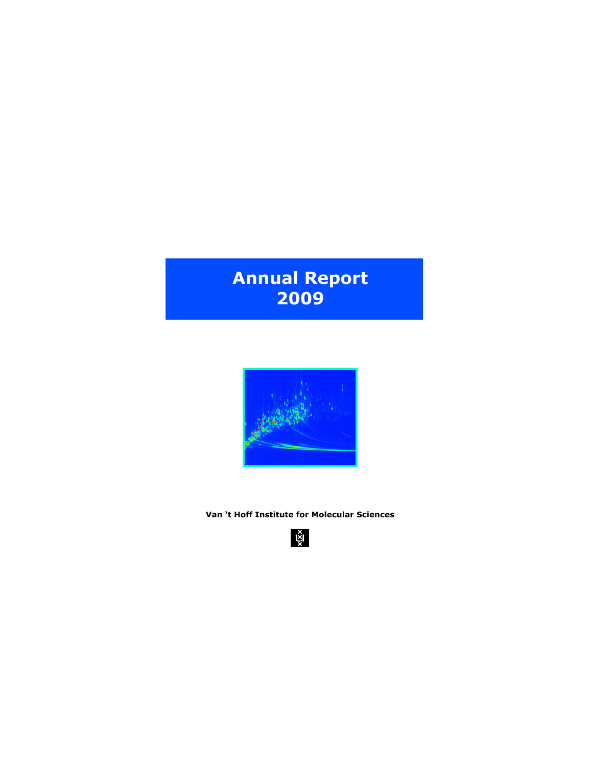# Annual Report 2009

**Van 't Hoff Institute for Molecular Sciences**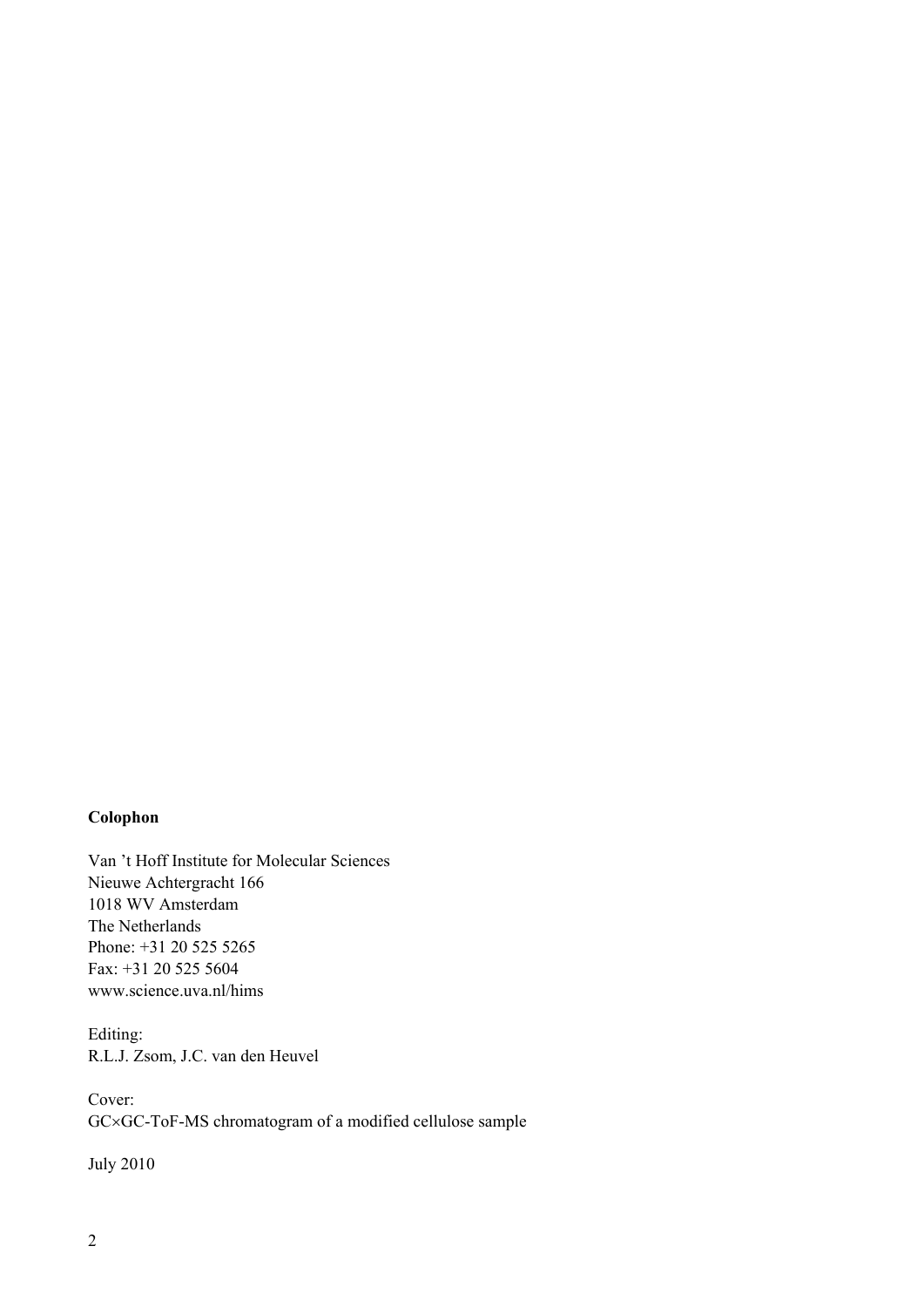**Colophon**

Van 't Hoff Institute for Molecular Sciences
Nieuwe Achtergracht 166
1018 WV Amsterdam
The Netherlands
Phone: +31 20 525 5265
Fax: +31 20 525 5604
www.science.uva.nl/hims

Editing:
R.L.J. Zsom, J.C. van den Heuvel

Cover:
GC×GC-ToF-MS chromatogram of a modified cellulose sample

July 2010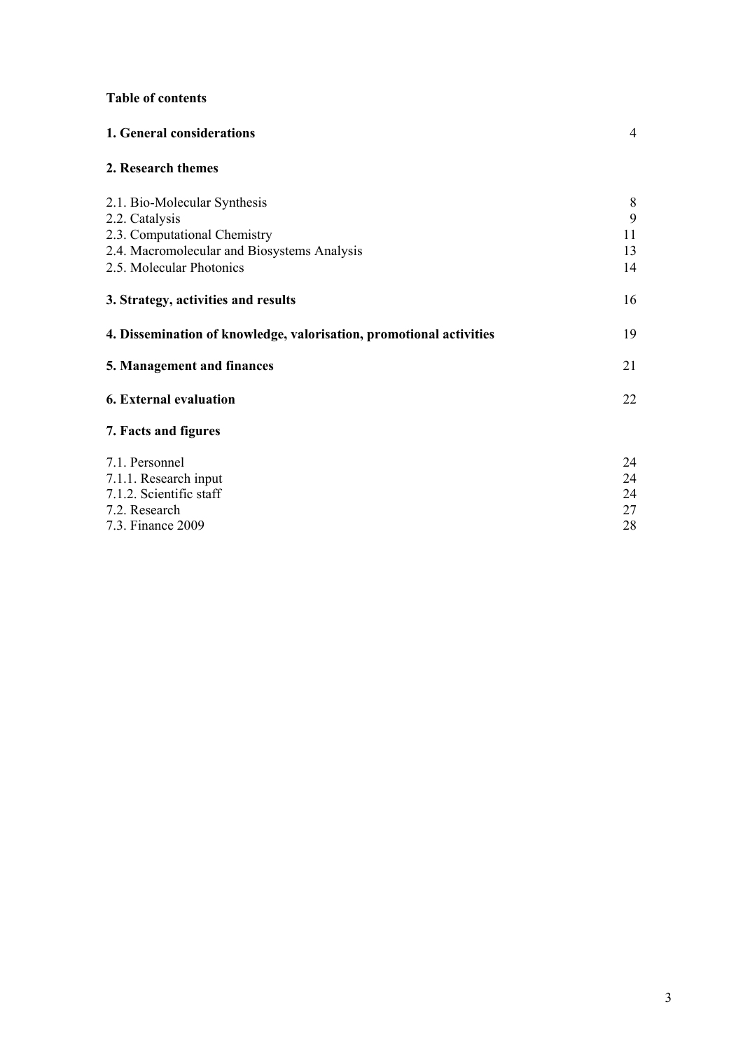**Table of contents**

| | |
|---|---|
| **1. General considerations** | 4 |
| **2. Research themes** | |
| 2.1. Bio-Molecular Synthesis | 8 |
| 2.2. Catalysis | 9 |
| 2.3. Computational Chemistry | 11 |
| 2.4. Macromolecular and Biosystems Analysis | 13 |
| 2.5. Molecular Photonics | 14 |
| **3. Strategy, activities and results** | 16 |
| **4. Dissemination of knowledge, valorisation, promotional activities** | 19 |
| **5. Management and finances** | 21 |
| **6. External evaluation** | 22 |
| **7. Facts and figures** | |
| 7.1. Personnel | 24 |
| 7.1.1. Research input | 24 |
| 7.1.2. Scientific staff | 24 |
| 7.2. Research | 27 |
| 7.3. Finance 2009 | 28 |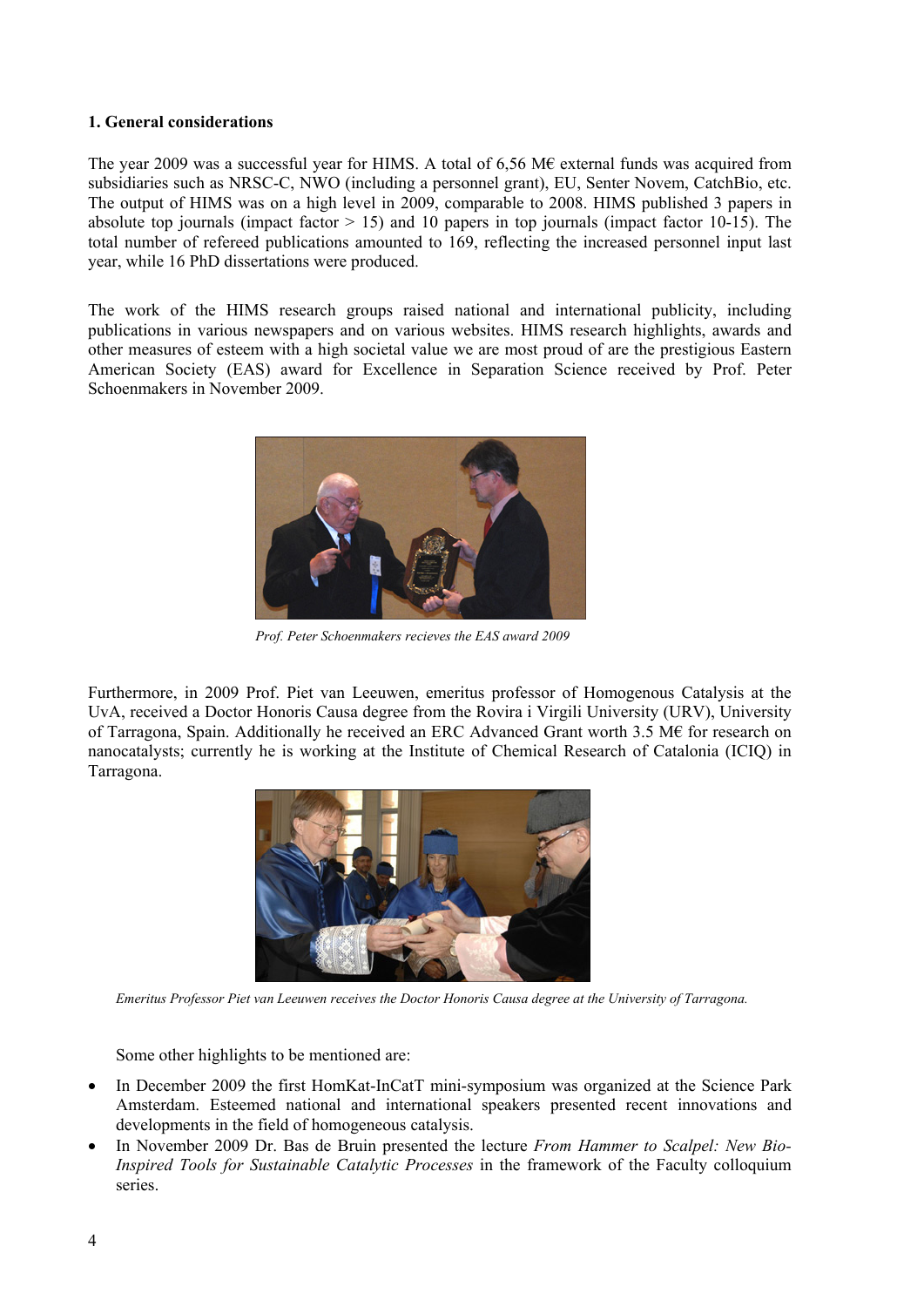**1. General considerations**

The year 2009 was a successful year for HIMS. A total of 6,56 M€ external funds was acquired from subsidiaries such as NRSC-C, NWO (including a personnel grant), EU, Senter Novem, CatchBio, etc. The output of HIMS was on a high level in 2009, comparable to 2008. HIMS published 3 papers in absolute top journals (impact factor > 15) and 10 papers in top journals (impact factor 10-15). The total number of refereed publications amounted to 169, reflecting the increased personnel input last year, while 16 PhD dissertations were produced.

The work of the HIMS research groups raised national and international publicity, including publications in various newspapers and on various websites. HIMS research highlights, awards and other measures of esteem with a high societal value we are most proud of are the prestigious Eastern American Society (EAS) award for Excellence in Separation Science received by Prof. Peter Schoenmakers in November 2009.

*Prof. Peter Schoenmakers recieves the EAS award 2009*

Furthermore, in 2009 Prof. Piet van Leeuwen, emeritus professor of Homogenous Catalysis at the UvA, received a Doctor Honoris Causa degree from the Rovira i Virgili University (URV), University of Tarragona, Spain. Additionally he received an ERC Advanced Grant worth 3.5 M€ for research on nanocatalysts; currently he is working at the Institute of Chemical Research of Catalonia (ICIQ) in Tarragona.

*Emeritus Professor Piet van Leeuwen receives the Doctor Honoris Causa degree at the University of Tarragona.*

Some other highlights to be mentioned are:

- In December 2009 the first HomKat-InCatT mini-symposium was organized at the Science Park Amsterdam. Esteemed national and international speakers presented recent innovations and developments in the field of homogeneous catalysis.
- In November 2009 Dr. Bas de Bruin presented the lecture *From Hammer to Scalpel: New Bio-Inspired Tools for Sustainable Catalytic Processes* in the framework of the Faculty colloquium series.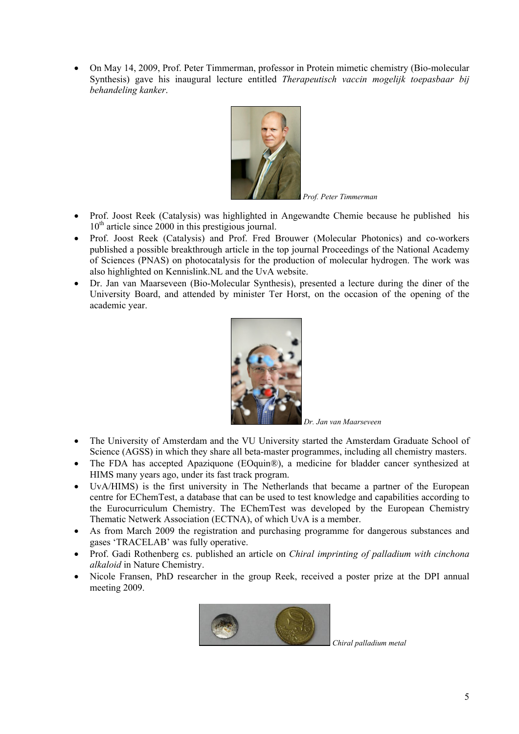- On May 14, 2009, Prof. Peter Timmerman, professor in Protein mimetic chemistry (Bio-molecular Synthesis) gave his inaugural lecture entitled *Therapeutisch vaccin mogelijk toepasbaar bij behandeling kanker*.

*Prof. Peter Timmerman*

- Prof. Joost Reek (Catalysis) was highlighted in Angewandte Chemie because he published his 10[th] article since 2000 in this prestigious journal.
- Prof. Joost Reek (Catalysis) and Prof. Fred Brouwer (Molecular Photonics) and co-workers published a possible breakthrough article in the top journal Proceedings of the National Academy of Sciences (PNAS) on photocatalysis for the production of molecular hydrogen. The work was also highlighted on Kennislink.NL and the UvA website.
- Dr. Jan van Maarseveen (Bio-Molecular Synthesis), presented a lecture during the diner of the University Board, and attended by minister Ter Horst, on the occasion of the opening of the academic year.

*Dr. Jan van Maarseveen*

- The University of Amsterdam and the VU University started the Amsterdam Graduate School of Science (AGSS) in which they share all beta-master programmes, including all chemistry masters.
- The FDA has accepted Apaziquone (EOquin®), a medicine for bladder cancer synthesized at HIMS many years ago, under its fast track program.
- UvA/HIMS) is the first university in The Netherlands that became a partner of the European centre for EChemTest, a database that can be used to test knowledge and capabilities according to the Eurocurriculum Chemistry. The EChemTest was developed by the European Chemistry Thematic Netwerk Association (ECTNA), of which UvA is a member.
- As from March 2009 the registration and purchasing programme for dangerous substances and gases 'TRACELAB' was fully operative.
- Prof. Gadi Rothenberg cs. published an article on *Chiral imprinting of palladium with cinchona alkaloid* in Nature Chemistry.
- Nicole Fransen, PhD researcher in the group Reek, received a poster prize at the DPI annual meeting 2009.

*Chiral palladium metal*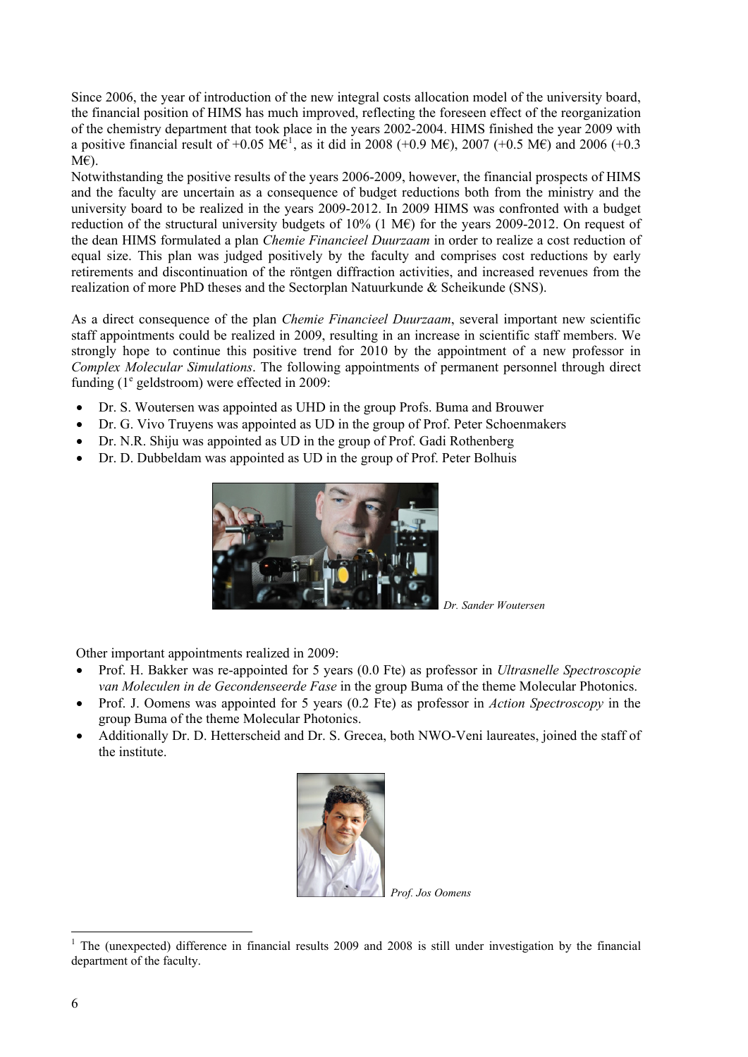Since 2006, the year of introduction of the new integral costs allocation model of the university board, the financial position of HIMS has much improved, reflecting the foreseen effect of the reorganization of the chemistry department that took place in the years 2002-2004. HIMS finished the year 2009 with a positive financial result of +0.05 M€[1], as it did in 2008 (+0.9 M€), 2007 (+0.5 M€) and 2006 (+0.3 M€).

Notwithstanding the positive results of the years 2006-2009, however, the financial prospects of HIMS and the faculty are uncertain as a consequence of budget reductions both from the ministry and the university board to be realized in the years 2009-2012. In 2009 HIMS was confronted with a budget reduction of the structural university budgets of 10% (1 M€) for the years 2009-2012. On request of the dean HIMS formulated a plan *Chemie Financieel Duurzaam* in order to realize a cost reduction of equal size. This plan was judged positively by the faculty and comprises cost reductions by early retirements and discontinuation of the röntgen diffraction activities, and increased revenues from the realization of more PhD theses and the Sectorplan Natuurkunde & Scheikunde (SNS).

As a direct consequence of the plan *Chemie Financieel Duurzaam*, several important new scientific staff appointments could be realized in 2009, resulting in an increase in scientific staff members. We strongly hope to continue this positive trend for 2010 by the appointment of a new professor in *Complex Molecular Simulations*. The following appointments of permanent personnel through direct funding (1^e geldstroom) were effected in 2009:

- Dr. S. Woutersen was appointed as UHD in the group Profs. Buma and Brouwer
- Dr. G. Vivo Truyens was appointed as UD in the group of Prof. Peter Schoenmakers
- Dr. N.R. Shiju was appointed as UD in the group of Prof. Gadi Rothenberg
- Dr. D. Dubbeldam was appointed as UD in the group of Prof. Peter Bolhuis

*Dr. Sander Woutersen*

Other important appointments realized in 2009:

- Prof. H. Bakker was re-appointed for 5 years (0.0 Fte) as professor in *Ultrasnelle Spectroscopie van Moleculen in de Gecondenseerde Fase* in the group Buma of the theme Molecular Photonics.
- Prof. J. Oomens was appointed for 5 years (0.2 Fte) as professor in *Action Spectroscopy* in the group Buma of the theme Molecular Photonics.
- Additionally Dr. D. Hetterscheid and Dr. S. Grecea, both NWO-Veni laureates, joined the staff of the institute.

*Prof. Jos Oomens*

---

[1] The (unexpected) difference in financial results 2009 and 2008 is still under investigation by the financial department of the faculty.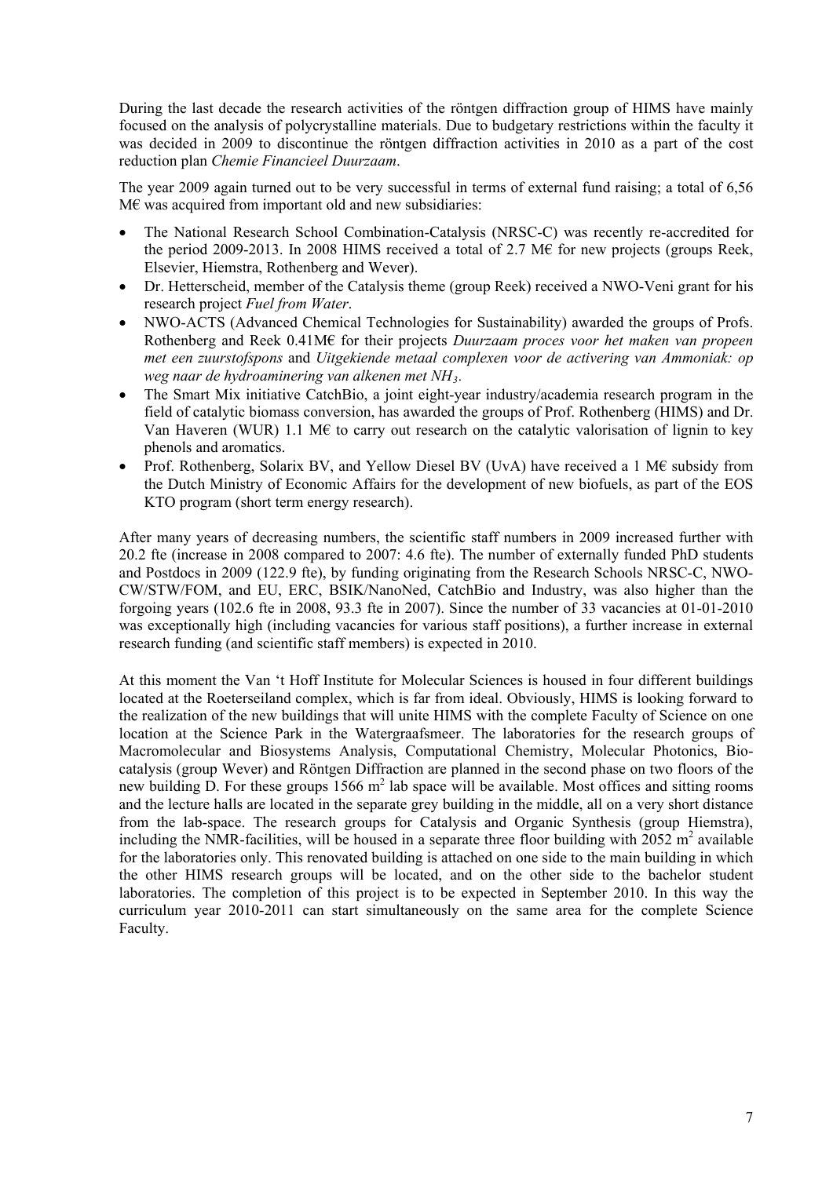During the last decade the research activities of the röntgen diffraction group of HIMS have mainly focused on the analysis of polycrystalline materials. Due to budgetary restrictions within the faculty it was decided in 2009 to discontinue the röntgen diffraction activities in 2010 as a part of the cost reduction plan *Chemie Financieel Duurzaam*.

The year 2009 again turned out to be very successful in terms of external fund raising; a total of 6,56 M€ was acquired from important old and new subsidiaries:

- The National Research School Combination-Catalysis (NRSC-C) was recently re-accredited for the period 2009-2013. In 2008 HIMS received a total of 2.7 M€ for new projects (groups Reek, Elsevier, Hiemstra, Rothenberg and Wever).
- Dr. Hetterscheid, member of the Catalysis theme (group Reek) received a NWO-Veni grant for his research project *Fuel from Water*.
- NWO-ACTS (Advanced Chemical Technologies for Sustainability) awarded the groups of Profs. Rothenberg and Reek 0.41M€ for their projects *Duurzaam proces voor het maken van propeen met een zuurstofspons* and *Uitgekiende metaal complexen voor de activering van Ammoniak: op weg naar de hydroaminering van alkenen met* $NH_3$.
- The Smart Mix initiative CatchBio, a joint eight-year industry/academia research program in the field of catalytic biomass conversion, has awarded the groups of Prof. Rothenberg (HIMS) and Dr. Van Haveren (WUR) 1.1 M€ to carry out research on the catalytic valorisation of lignin to key phenols and aromatics.
- Prof. Rothenberg, Solarix BV, and Yellow Diesel BV (UvA) have received a 1 M€ subsidy from the Dutch Ministry of Economic Affairs for the development of new biofuels, as part of the EOS KTO program (short term energy research).

After many years of decreasing numbers, the scientific staff numbers in 2009 increased further with 20.2 fte (increase in 2008 compared to 2007: 4.6 fte). The number of externally funded PhD students and Postdocs in 2009 (122.9 fte), by funding originating from the Research Schools NRSC-C, NWO-CW/STW/FOM, and EU, ERC, BSIK/NanoNed, CatchBio and Industry, was also higher than the forgoing years (102.6 fte in 2008, 93.3 fte in 2007). Since the number of 33 vacancies at 01-01-2010 was exceptionally high (including vacancies for various staff positions), a further increase in external research funding (and scientific staff members) is expected in 2010.

At this moment the Van 't Hoff Institute for Molecular Sciences is housed in four different buildings located at the Roeterseiland complex, which is far from ideal. Obviously, HIMS is looking forward to the realization of the new buildings that will unite HIMS with the complete Faculty of Science on one location at the Science Park in the Watergraafsmeer. The laboratories for the research groups of Macromolecular and Biosystems Analysis, Computational Chemistry, Molecular Photonics, Bio-catalysis (group Wever) and Röntgen Diffraction are planned in the second phase on two floors of the new building D. For these groups 1566 $m^2$ lab space will be available. Most offices and sitting rooms and the lecture halls are located in the separate grey building in the middle, all on a very short distance from the lab-space. The research groups for Catalysis and Organic Synthesis (group Hiemstra), including the NMR-facilities, will be housed in a separate three floor building with 2052 $m^2$ available for the laboratories only. This renovated building is attached on one side to the main building in which the other HIMS research groups will be located, and on the other side to the bachelor student laboratories. The completion of this project is to be expected in September 2010. In this way the curriculum year 2010-2011 can start simultaneously on the same area for the complete Science Faculty.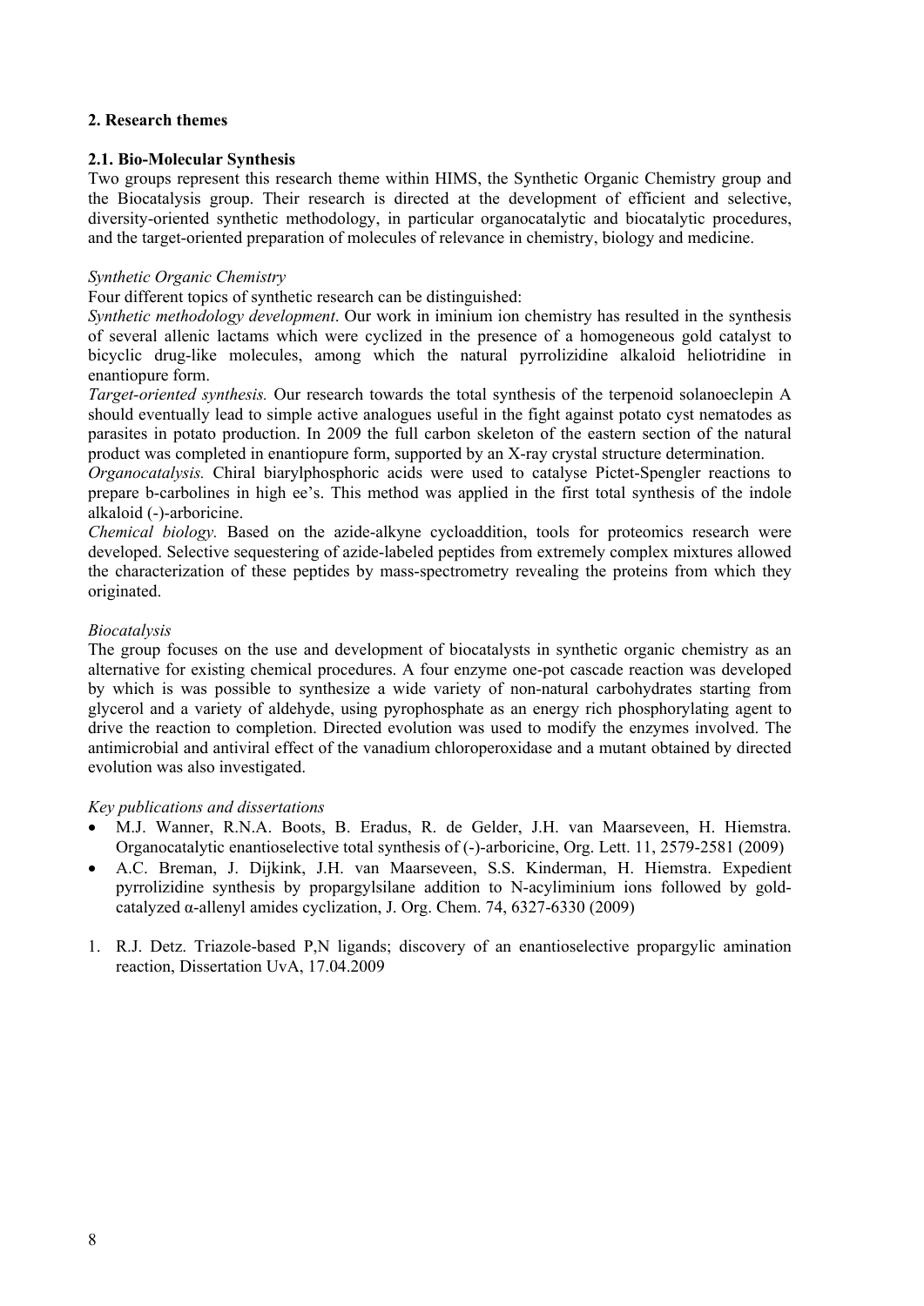## 2. Research themes

### 2.1. Bio-Molecular Synthesis

Two groups represent this research theme within HIMS, the Synthetic Organic Chemistry group and the Biocatalysis group. Their research is directed at the development of efficient and selective, diversity-oriented synthetic methodology, in particular organocatalytic and biocatalytic procedures, and the target-oriented preparation of molecules of relevance in chemistry, biology and medicine.

*Synthetic Organic Chemistry*

Four different topics of synthetic research can be distinguished:

*Synthetic methodology development*. Our work in iminium ion chemistry has resulted in the synthesis of several allenic lactams which were cyclized in the presence of a homogeneous gold catalyst to bicyclic drug-like molecules, among which the natural pyrrolizidine alkaloid heliotridine in enantiopure form.

*Target-oriented synthesis.* Our research towards the total synthesis of the terpenoid solanoeclepin A should eventually lead to simple active analogues useful in the fight against potato cyst nematodes as parasites in potato production. In 2009 the full carbon skeleton of the eastern section of the natural product was completed in enantiopure form, supported by an X-ray crystal structure determination.

*Organocatalysis.* Chiral biarylphosphoric acids were used to catalyse Pictet-Spengler reactions to prepare b-carbolines in high ee's. This method was applied in the first total synthesis of the indole alkaloid (-)-arboricine.

*Chemical biology.* Based on the azide-alkyne cycloaddition, tools for proteomics research were developed. Selective sequestering of azide-labeled peptides from extremely complex mixtures allowed the characterization of these peptides by mass-spectrometry revealing the proteins from which they originated.

*Biocatalysis*

The group focuses on the use and development of biocatalysts in synthetic organic chemistry as an alternative for existing chemical procedures. A four enzyme one-pot cascade reaction was developed by which is was possible to synthesize a wide variety of non-natural carbohydrates starting from glycerol and a variety of aldehyde, using pyrophosphate as an energy rich phosphorylating agent to drive the reaction to completion. Directed evolution was used to modify the enzymes involved. The antimicrobial and antiviral effect of the vanadium chloroperoxidase and a mutant obtained by directed evolution was also investigated.

*Key publications and dissertations*

- M.J. Wanner, R.N.A. Boots, B. Eradus, R. de Gelder, J.H. van Maarseveen, H. Hiemstra. Organocatalytic enantioselective total synthesis of (-)-arboricine, Org. Lett. 11, 2579-2581 (2009)
- A.C. Breman, J. Dijkink, J.H. van Maarseveen, S.S. Kinderman, H. Hiemstra. Expedient pyrrolizidine synthesis by propargylsilane addition to N-acyliminium ions followed by gold-catalyzed α-allenyl amides cyclization, J. Org. Chem. 74, 6327-6330 (2009)

1. R.J. Detz. Triazole-based P,N ligands; discovery of an enantioselective propargylic amination reaction, Dissertation UvA, 17.04.2009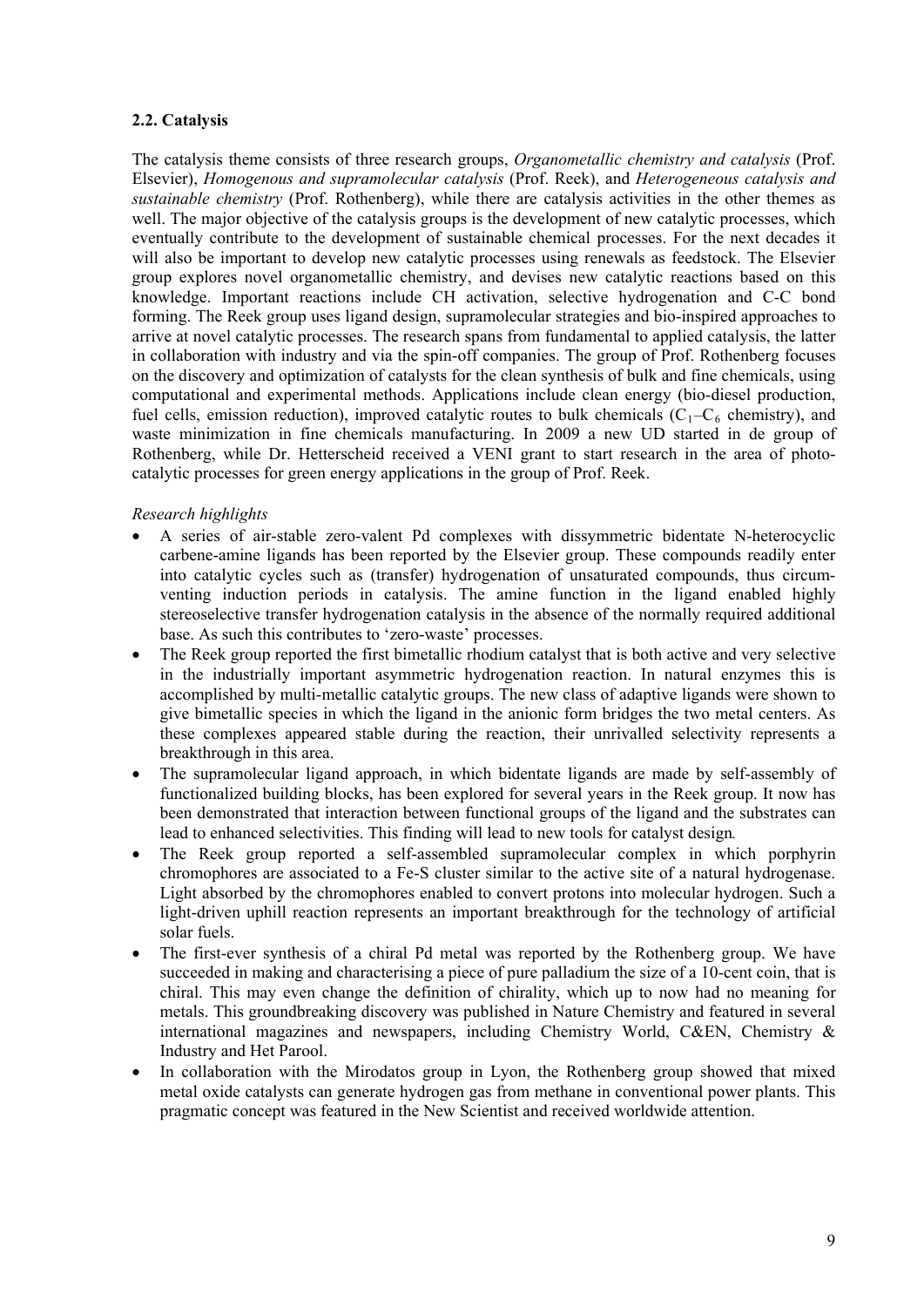### 2.2. Catalysis

The catalysis theme consists of three research groups, *Organometallic chemistry and catalysis* (Prof. Elsevier), *Homogenous and supramolecular catalysis* (Prof. Reek), and *Heterogeneous catalysis and sustainable chemistry* (Prof. Rothenberg), while there are catalysis activities in the other themes as well. The major objective of the catalysis groups is the development of new catalytic processes, which eventually contribute to the development of sustainable chemical processes. For the next decades it will also be important to develop new catalytic processes using renewals as feedstock. The Elsevier group explores novel organometallic chemistry, and devises new catalytic reactions based on this knowledge. Important reactions include CH activation, selective hydrogenation and C-C bond forming. The Reek group uses ligand design, supramolecular strategies and bio-inspired approaches to arrive at novel catalytic processes. The research spans from fundamental to applied catalysis, the latter in collaboration with industry and via the spin-off companies. The group of Prof. Rothenberg focuses on the discovery and optimization of catalysts for the clean synthesis of bulk and fine chemicals, using computational and experimental methods. Applications include clean energy (bio-diesel production, fuel cells, emission reduction), improved catalytic routes to bulk chemicals ($C_1$–$C_6$ chemistry), and waste minimization in fine chemicals manufacturing. In 2009 a new UD started in de group of Rothenberg, while Dr. Hetterscheid received a VENI grant to start research in the area of photo-catalytic processes for green energy applications in the group of Prof. Reek.

*Research highlights*

- A series of air-stable zero-valent Pd complexes with dissymmetric bidentate N-heterocyclic carbene-amine ligands has been reported by the Elsevier group. These compounds readily enter into catalytic cycles such as (transfer) hydrogenation of unsaturated compounds, thus circum-venting induction periods in catalysis. The amine function in the ligand enabled highly stereoselective transfer hydrogenation catalysis in the absence of the normally required additional base. As such this contributes to 'zero-waste' processes.
- The Reek group reported the first bimetallic rhodium catalyst that is both active and very selective in the industrially important asymmetric hydrogenation reaction. In natural enzymes this is accomplished by multi-metallic catalytic groups. The new class of adaptive ligands were shown to give bimetallic species in which the ligand in the anionic form bridges the two metal centers. As these complexes appeared stable during the reaction, their unrivalled selectivity represents a breakthrough in this area.
- The supramolecular ligand approach, in which bidentate ligands are made by self-assembly of functionalized building blocks, has been explored for several years in the Reek group. It now has been demonstrated that interaction between functional groups of the ligand and the substrates can lead to enhanced selectivities. This finding will lead to new tools for catalyst design.
- The Reek group reported a self-assembled supramolecular complex in which porphyrin chromophores are associated to a Fe-S cluster similar to the active site of a natural hydrogenase. Light absorbed by the chromophores enabled to convert protons into molecular hydrogen. Such a light-driven uphill reaction represents an important breakthrough for the technology of artificial solar fuels.
- The first-ever synthesis of a chiral Pd metal was reported by the Rothenberg group. We have succeeded in making and characterising a piece of pure palladium the size of a 10-cent coin, that is chiral. This may even change the definition of chirality, which up to now had no meaning for metals. This groundbreaking discovery was published in Nature Chemistry and featured in several international magazines and newspapers, including Chemistry World, C&EN, Chemistry & Industry and Het Parool.
- In collaboration with the Mirodatos group in Lyon, the Rothenberg group showed that mixed metal oxide catalysts can generate hydrogen gas from methane in conventional power plants. This pragmatic concept was featured in the New Scientist and received worldwide attention.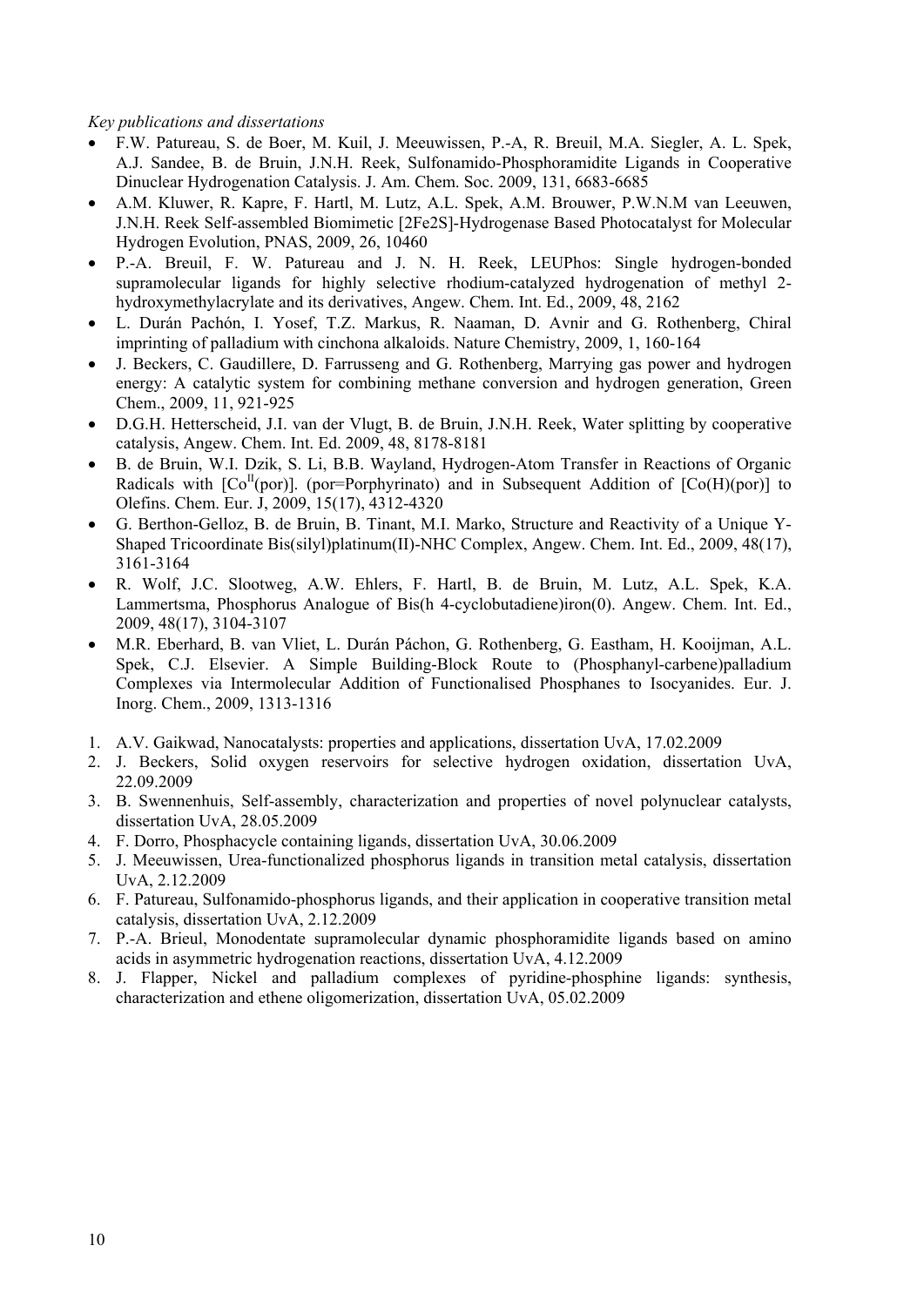*Key publications and dissertations*

- F.W. Patureau, S. de Boer, M. Kuil, J. Meeuwissen, P.-A, R. Breuil, M.A. Siegler, A. L. Spek, A.J. Sandee, B. de Bruin, J.N.H. Reek, Sulfonamido-Phosphoramidite Ligands in Cooperative Dinuclear Hydrogenation Catalysis. J. Am. Chem. Soc. 2009, 131, 6683-6685
- A.M. Kluwer, R. Kapre, F. Hartl, M. Lutz, A.L. Spek, A.M. Brouwer, P.W.N.M van Leeuwen, J.N.H. Reek Self-assembled Biomimetic [2Fe2S]-Hydrogenase Based Photocatalyst for Molecular Hydrogen Evolution, PNAS, 2009, 26, 10460
- P.-A. Breuil, F. W. Patureau and J. N. H. Reek, LEUPhos: Single hydrogen-bonded supramolecular ligands for highly selective rhodium-catalyzed hydrogenation of methyl 2-hydroxymethylacrylate and its derivatives, Angew. Chem. Int. Ed., 2009, 48, 2162
- L. Durán Pachón, I. Yosef, T.Z. Markus, R. Naaman, D. Avnir and G. Rothenberg, Chiral imprinting of palladium with cinchona alkaloids. Nature Chemistry, 2009, 1, 160-164
- J. Beckers, C. Gaudillere, D. Farrusseng and G. Rothenberg, Marrying gas power and hydrogen energy: A catalytic system for combining methane conversion and hydrogen generation, Green Chem., 2009, 11, 921-925
- D.G.H. Hetterscheid, J.I. van der Vlugt, B. de Bruin, J.N.H. Reek, Water splitting by cooperative catalysis, Angew. Chem. Int. Ed. 2009, 48, 8178-8181
- B. de Bruin, W.I. Dzik, S. Li, B.B. Wayland, Hydrogen-Atom Transfer in Reactions of Organic Radicals with $[Co^{II}(por)]$. (por=Porphyrinato) and in Subsequent Addition of [Co(H)(por)] to Olefins. Chem. Eur. J, 2009, 15(17), 4312-4320
- G. Berthon-Gelloz, B. de Bruin, B. Tinant, M.I. Marko, Structure and Reactivity of a Unique Y-Shaped Tricoordinate Bis(silyl)platinum(II)-NHC Complex, Angew. Chem. Int. Ed., 2009, 48(17), 3161-3164
- R. Wolf, J.C. Slootweg, A.W. Ehlers, F. Hartl, B. de Bruin, M. Lutz, A.L. Spek, K.A. Lammertsma, Phosphorus Analogue of Bis(h 4-cyclobutadiene)iron(0). Angew. Chem. Int. Ed., 2009, 48(17), 3104-3107
- M.R. Eberhard, B. van Vliet, L. Durán Páchon, G. Rothenberg, G. Eastham, H. Kooijman, A.L. Spek, C.J. Elsevier. A Simple Building-Block Route to (Phosphanyl-carbene)palladium Complexes via Intermolecular Addition of Functionalised Phosphanes to Isocyanides. Eur. J. Inorg. Chem., 2009, 1313-1316

1. A.V. Gaikwad, Nanocatalysts: properties and applications, dissertation UvA, 17.02.2009
2. J. Beckers, Solid oxygen reservoirs for selective hydrogen oxidation, dissertation UvA, 22.09.2009
3. B. Swennenhuis, Self-assembly, characterization and properties of novel polynuclear catalysts, dissertation UvA, 28.05.2009
4. F. Dorro, Phosphacycle containing ligands, dissertation UvA, 30.06.2009
5. J. Meeuwissen, Urea-functionalized phosphorus ligands in transition metal catalysis, dissertation UvA, 2.12.2009
6. F. Patureau, Sulfonamido-phosphorus ligands, and their application in cooperative transition metal catalysis, dissertation UvA, 2.12.2009
7. P.-A. Brieul, Monodentate supramolecular dynamic phosphoramidite ligands based on amino acids in asymmetric hydrogenation reactions, dissertation UvA, 4.12.2009
8. J. Flapper, Nickel and palladium complexes of pyridine-phosphine ligands: synthesis, characterization and ethene oligomerization, dissertation UvA, 05.02.2009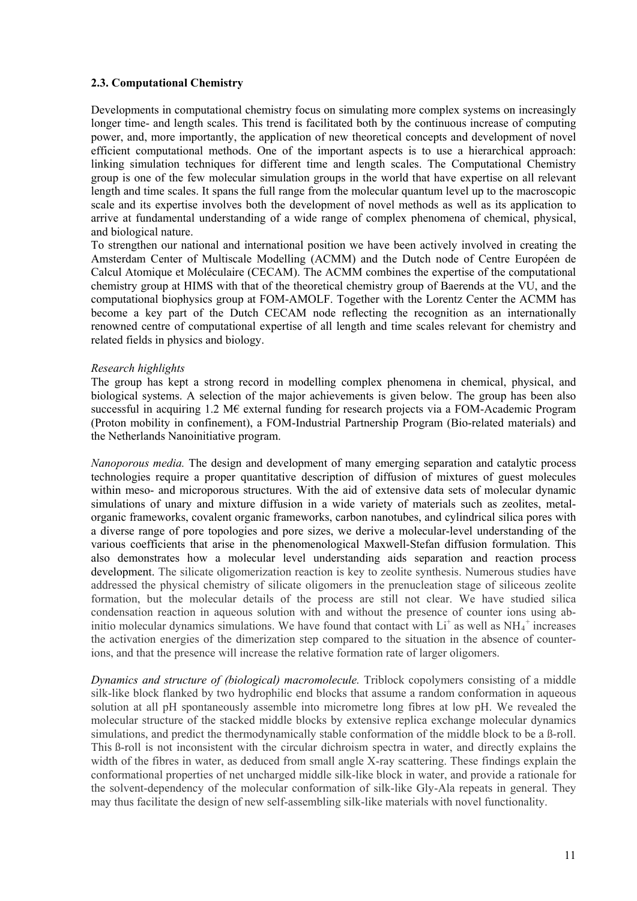### 2.3. Computational Chemistry

Developments in computational chemistry focus on simulating more complex systems on increasingly longer time- and length scales. This trend is facilitated both by the continuous increase of computing power, and, more importantly, the application of new theoretical concepts and development of novel efficient computational methods. One of the important aspects is to use a hierarchical approach: linking simulation techniques for different time and length scales. The Computational Chemistry group is one of the few molecular simulation groups in the world that have expertise on all relevant length and time scales. It spans the full range from the molecular quantum level up to the macroscopic scale and its expertise involves both the development of novel methods as well as its application to arrive at fundamental understanding of a wide range of complex phenomena of chemical, physical, and biological nature.

To strengthen our national and international position we have been actively involved in creating the Amsterdam Center of Multiscale Modelling (ACMM) and the Dutch node of Centre Européen de Calcul Atomique et Moléculaire (CECAM). The ACMM combines the expertise of the computational chemistry group at HIMS with that of the theoretical chemistry group of Baerends at the VU, and the computational biophysics group at FOM-AMOLF. Together with the Lorentz Center the ACMM has become a key part of the Dutch CECAM node reflecting the recognition as an internationally renowned centre of computational expertise of all length and time scales relevant for chemistry and related fields in physics and biology.

*Research highlights*

The group has kept a strong record in modelling complex phenomena in chemical, physical, and biological systems. A selection of the major achievements is given below. The group has been also successful in acquiring 1.2 M€ external funding for research projects via a FOM-Academic Program (Proton mobility in confinement), a FOM-Industrial Partnership Program (Bio-related materials) and the Netherlands Nanoinitiative program.

*Nanoporous media.* The design and development of many emerging separation and catalytic process technologies require a proper quantitative description of diffusion of mixtures of guest molecules within meso- and microporous structures. With the aid of extensive data sets of molecular dynamic simulations of unary and mixture diffusion in a wide variety of materials such as zeolites, metal-organic frameworks, covalent organic frameworks, carbon nanotubes, and cylindrical silica pores with a diverse range of pore topologies and pore sizes, we derive a molecular-level understanding of the various coefficients that arise in the phenomenological Maxwell-Stefan diffusion formulation. This also demonstrates how a molecular level understanding aids separation and reaction process development. The silicate oligomerization reaction is key to zeolite synthesis. Numerous studies have addressed the physical chemistry of silicate oligomers in the prenucleation stage of siliceous zeolite formation, but the molecular details of the process are still not clear. We have studied silica condensation reaction in aqueous solution with and without the presence of counter ions using ab-initio molecular dynamics simulations. We have found that contact with $Li^+$ as well as $NH_4^+$ increases the activation energies of the dimerization step compared to the situation in the absence of counter-ions, and that the presence will increase the relative formation rate of larger oligomers.

*Dynamics and structure of (biological) macromolecule.* Triblock copolymers consisting of a middle silk-like block flanked by two hydrophilic end blocks that assume a random conformation in aqueous solution at all pH spontaneously assemble into micrometre long fibres at low pH. We revealed the molecular structure of the stacked middle blocks by extensive replica exchange molecular dynamics simulations, and predict the thermodynamically stable conformation of the middle block to be a ß-roll. This ß-roll is not inconsistent with the circular dichroism spectra in water, and directly explains the width of the fibres in water, as deduced from small angle X-ray scattering. These findings explain the conformational properties of net uncharged middle silk-like block in water, and provide a rationale for the solvent-dependency of the molecular conformation of silk-like Gly-Ala repeats in general. They may thus facilitate the design of new self-assembling silk-like materials with novel functionality.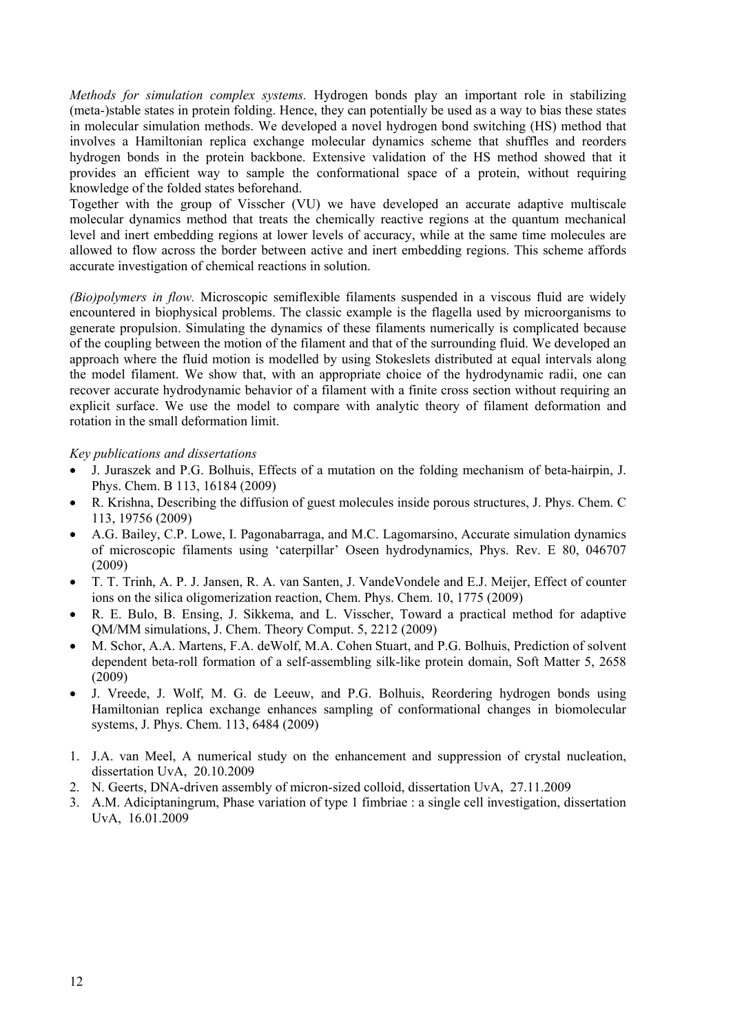*Methods for simulation complex systems.* Hydrogen bonds play an important role in stabilizing (meta-)stable states in protein folding. Hence, they can potentially be used as a way to bias these states in molecular simulation methods. We developed a novel hydrogen bond switching (HS) method that involves a Hamiltonian replica exchange molecular dynamics scheme that shuffles and reorders hydrogen bonds in the protein backbone. Extensive validation of the HS method showed that it provides an efficient way to sample the conformational space of a protein, without requiring knowledge of the folded states beforehand.

Together with the group of Visscher (VU) we have developed an accurate adaptive multiscale molecular dynamics method that treats the chemically reactive regions at the quantum mechanical level and inert embedding regions at lower levels of accuracy, while at the same time molecules are allowed to flow across the border between active and inert embedding regions. This scheme affords accurate investigation of chemical reactions in solution.

*(Bio)polymers in flow.* Microscopic semiflexible filaments suspended in a viscous fluid are widely encountered in biophysical problems. The classic example is the flagella used by microorganisms to generate propulsion. Simulating the dynamics of these filaments numerically is complicated because of the coupling between the motion of the filament and that of the surrounding fluid. We developed an approach where the fluid motion is modelled by using Stokeslets distributed at equal intervals along the model filament. We show that, with an appropriate choice of the hydrodynamic radii, one can recover accurate hydrodynamic behavior of a filament with a finite cross section without requiring an explicit surface. We use the model to compare with analytic theory of filament deformation and rotation in the small deformation limit.

*Key publications and dissertations*

- J. Juraszek and P.G. Bolhuis, Effects of a mutation on the folding mechanism of beta-hairpin, J. Phys. Chem. B 113, 16184 (2009)
- R. Krishna, Describing the diffusion of guest molecules inside porous structures, J. Phys. Chem. C 113, 19756 (2009)
- A.G. Bailey, C.P. Lowe, I. Pagonabarraga, and M.C. Lagomarsino, Accurate simulation dynamics of microscopic filaments using 'caterpillar' Oseen hydrodynamics, Phys. Rev. E 80, 046707 (2009)
- T. T. Trinh, A. P. J. Jansen, R. A. van Santen, J. VandeVondele and E.J. Meijer, Effect of counter ions on the silica oligomerization reaction, Chem. Phys. Chem. 10, 1775 (2009)
- R. E. Bulo, B. Ensing, J. Sikkema, and L. Visscher, Toward a practical method for adaptive QM/MM simulations, J. Chem. Theory Comput. 5, 2212 (2009)
- M. Schor, A.A. Martens, F.A. deWolf, M.A. Cohen Stuart, and P.G. Bolhuis, Prediction of solvent dependent beta-roll formation of a self-assembling silk-like protein domain, Soft Matter 5, 2658 (2009)
- J. Vreede, J. Wolf, M. G. de Leeuw, and P.G. Bolhuis, Reordering hydrogen bonds using Hamiltonian replica exchange enhances sampling of conformational changes in biomolecular systems, J. Phys. Chem. 113, 6484 (2009)

1. J.A. van Meel, A numerical study on the enhancement and suppression of crystal nucleation, dissertation UvA, 20.10.2009
2. N. Geerts, DNA-driven assembly of micron-sized colloid, dissertation UvA, 27.11.2009
3. A.M. Adiciptaningrum, Phase variation of type 1 fimbriae : a single cell investigation, dissertation UvA, 16.01.2009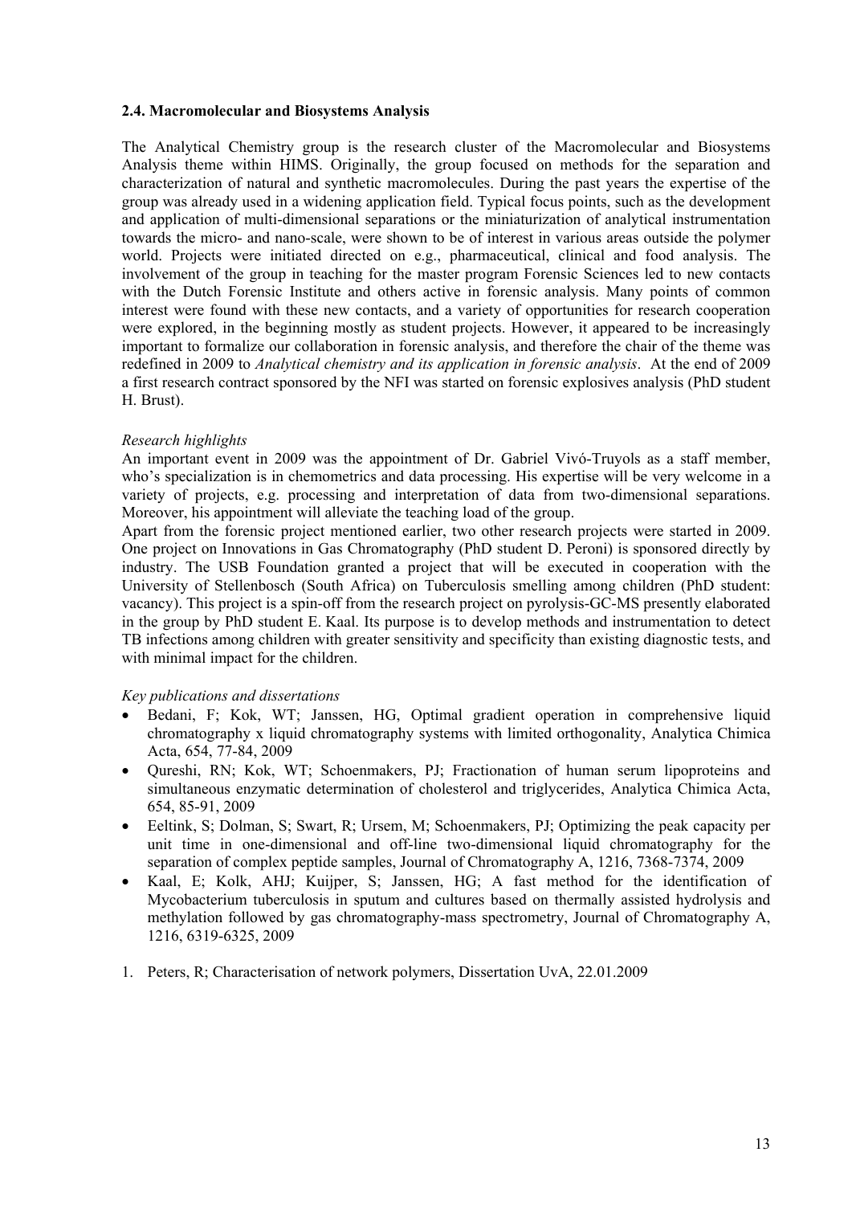### 2.4. Macromolecular and Biosystems Analysis

The Analytical Chemistry group is the research cluster of the Macromolecular and Biosystems Analysis theme within HIMS. Originally, the group focused on methods for the separation and characterization of natural and synthetic macromolecules. During the past years the expertise of the group was already used in a widening application field. Typical focus points, such as the development and application of multi-dimensional separations or the miniaturization of analytical instrumentation towards the micro- and nano-scale, were shown to be of interest in various areas outside the polymer world. Projects were initiated directed on e.g., pharmaceutical, clinical and food analysis. The involvement of the group in teaching for the master program Forensic Sciences led to new contacts with the Dutch Forensic Institute and others active in forensic analysis. Many points of common interest were found with these new contacts, and a variety of opportunities for research cooperation were explored, in the beginning mostly as student projects. However, it appeared to be increasingly important to formalize our collaboration in forensic analysis, and therefore the chair of the theme was redefined in 2009 to *Analytical chemistry and its application in forensic analysis*. At the end of 2009 a first research contract sponsored by the NFI was started on forensic explosives analysis (PhD student H. Brust).

*Research highlights*

An important event in 2009 was the appointment of Dr. Gabriel Vivó-Truyols as a staff member, who's specialization is in chemometrics and data processing. His expertise will be very welcome in a variety of projects, e.g. processing and interpretation of data from two-dimensional separations. Moreover, his appointment will alleviate the teaching load of the group.

Apart from the forensic project mentioned earlier, two other research projects were started in 2009. One project on Innovations in Gas Chromatography (PhD student D. Peroni) is sponsored directly by industry. The USB Foundation granted a project that will be executed in cooperation with the University of Stellenbosch (South Africa) on Tuberculosis smelling among children (PhD student: vacancy). This project is a spin-off from the research project on pyrolysis-GC-MS presently elaborated in the group by PhD student E. Kaal. Its purpose is to develop methods and instrumentation to detect TB infections among children with greater sensitivity and specificity than existing diagnostic tests, and with minimal impact for the children.

*Key publications and dissertations*

- Bedani, F; Kok, WT; Janssen, HG, Optimal gradient operation in comprehensive liquid chromatography x liquid chromatography systems with limited orthogonality, Analytica Chimica Acta, 654, 77-84, 2009
- Qureshi, RN; Kok, WT; Schoenmakers, PJ; Fractionation of human serum lipoproteins and simultaneous enzymatic determination of cholesterol and triglycerides, Analytica Chimica Acta, 654, 85-91, 2009
- Eeltink, S; Dolman, S; Swart, R; Ursem, M; Schoenmakers, PJ; Optimizing the peak capacity per unit time in one-dimensional and off-line two-dimensional liquid chromatography for the separation of complex peptide samples, Journal of Chromatography A, 1216, 7368-7374, 2009
- Kaal, E; Kolk, AHJ; Kuijper, S; Janssen, HG; A fast method for the identification of Mycobacterium tuberculosis in sputum and cultures based on thermally assisted hydrolysis and methylation followed by gas chromatography-mass spectrometry, Journal of Chromatography A, 1216, 6319-6325, 2009

1. Peters, R; Characterisation of network polymers, Dissertation UvA, 22.01.2009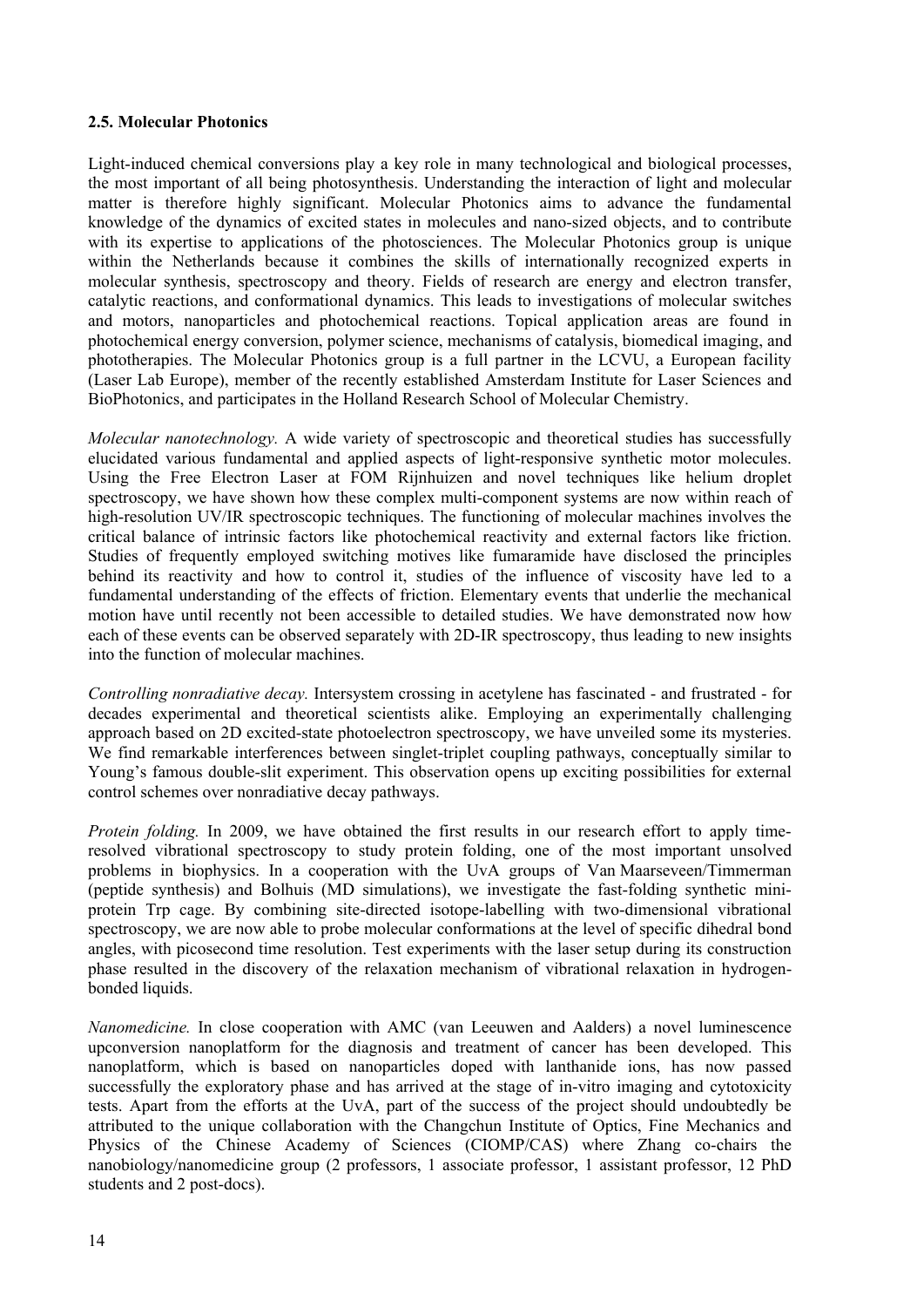### 2.5. Molecular Photonics

Light-induced chemical conversions play a key role in many technological and biological processes, the most important of all being photosynthesis. Understanding the interaction of light and molecular matter is therefore highly significant. Molecular Photonics aims to advance the fundamental knowledge of the dynamics of excited states in molecules and nano-sized objects, and to contribute with its expertise to applications of the photosciences. The Molecular Photonics group is unique within the Netherlands because it combines the skills of internationally recognized experts in molecular synthesis, spectroscopy and theory. Fields of research are energy and electron transfer, catalytic reactions, and conformational dynamics. This leads to investigations of molecular switches and motors, nanoparticles and photochemical reactions. Topical application areas are found in photochemical energy conversion, polymer science, mechanisms of catalysis, biomedical imaging, and phototherapies. The Molecular Photonics group is a full partner in the LCVU, a European facility (Laser Lab Europe), member of the recently established Amsterdam Institute for Laser Sciences and BioPhotonics, and participates in the Holland Research School of Molecular Chemistry.

*Molecular nanotechnology.* A wide variety of spectroscopic and theoretical studies has successfully elucidated various fundamental and applied aspects of light-responsive synthetic motor molecules. Using the Free Electron Laser at FOM Rijnhuizen and novel techniques like helium droplet spectroscopy, we have shown how these complex multi-component systems are now within reach of high-resolution UV/IR spectroscopic techniques. The functioning of molecular machines involves the critical balance of intrinsic factors like photochemical reactivity and external factors like friction. Studies of frequently employed switching motives like fumaramide have disclosed the principles behind its reactivity and how to control it, studies of the influence of viscosity have led to a fundamental understanding of the effects of friction. Elementary events that underlie the mechanical motion have until recently not been accessible to detailed studies. We have demonstrated now how each of these events can be observed separately with 2D-IR spectroscopy, thus leading to new insights into the function of molecular machines.

*Controlling nonradiative decay.* Intersystem crossing in acetylene has fascinated - and frustrated - for decades experimental and theoretical scientists alike. Employing an experimentally challenging approach based on 2D excited-state photoelectron spectroscopy, we have unveiled some its mysteries. We find remarkable interferences between singlet-triplet coupling pathways, conceptually similar to Young's famous double-slit experiment. This observation opens up exciting possibilities for external control schemes over nonradiative decay pathways.

*Protein folding.* In 2009, we have obtained the first results in our research effort to apply time-resolved vibrational spectroscopy to study protein folding, one of the most important unsolved problems in biophysics. In a cooperation with the UvA groups of Van Maarseveen/Timmerman (peptide synthesis) and Bolhuis (MD simulations), we investigate the fast-folding synthetic mini-protein Trp cage. By combining site-directed isotope-labelling with two-dimensional vibrational spectroscopy, we are now able to probe molecular conformations at the level of specific dihedral bond angles, with picosecond time resolution. Test experiments with the laser setup during its construction phase resulted in the discovery of the relaxation mechanism of vibrational relaxation in hydrogen-bonded liquids.

*Nanomedicine.* In close cooperation with AMC (van Leeuwen and Aalders) a novel luminescence upconversion nanoplatform for the diagnosis and treatment of cancer has been developed. This nanoplatform, which is based on nanoparticles doped with lanthanide ions, has now passed successfully the exploratory phase and has arrived at the stage of in-vitro imaging and cytotoxicity tests. Apart from the efforts at the UvA, part of the success of the project should undoubtedly be attributed to the unique collaboration with the Changchun Institute of Optics, Fine Mechanics and Physics of the Chinese Academy of Sciences (CIOMP/CAS) where Zhang co-chairs the nanobiology/nanomedicine group (2 professors, 1 associate professor, 1 assistant professor, 12 PhD students and 2 post-docs).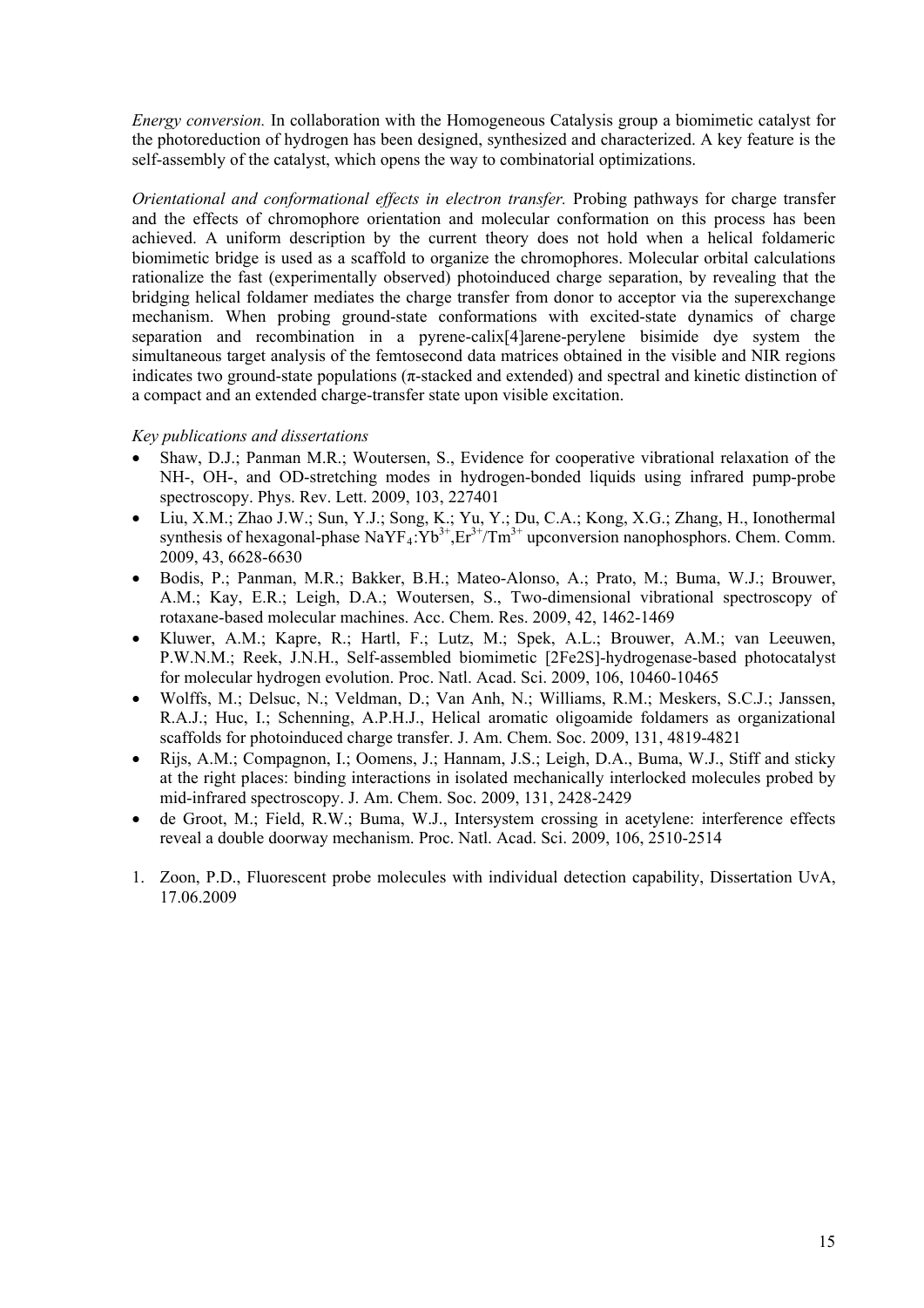*Energy conversion.* In collaboration with the Homogeneous Catalysis group a biomimetic catalyst for the photoreduction of hydrogen has been designed, synthesized and characterized. A key feature is the self-assembly of the catalyst, which opens the way to combinatorial optimizations.

*Orientational and conformational effects in electron transfer.* Probing pathways for charge transfer and the effects of chromophore orientation and molecular conformation on this process has been achieved. A uniform description by the current theory does not hold when a helical foldameric biomimetic bridge is used as a scaffold to organize the chromophores. Molecular orbital calculations rationalize the fast (experimentally observed) photoinduced charge separation, by revealing that the bridging helical foldamer mediates the charge transfer from donor to acceptor via the superexchange mechanism. When probing ground-state conformations with excited-state dynamics of charge separation and recombination in a pyrene-calix[4]arene-perylene bisimide dye system the simultaneous target analysis of the femtosecond data matrices obtained in the visible and NIR regions indicates two ground-state populations (π-stacked and extended) and spectral and kinetic distinction of a compact and an extended charge-transfer state upon visible excitation.

*Key publications and dissertations*

- Shaw, D.J.; Panman M.R.; Woutersen, S., Evidence for cooperative vibrational relaxation of the NH-, OH-, and OD-stretching modes in hydrogen-bonded liquids using infrared pump-probe spectroscopy. Phys. Rev. Lett. 2009, 103, 227401
- Liu, X.M.; Zhao J.W.; Sun, Y.J.; Song, K.; Yu, Y.; Du, C.A.; Kong, X.G.; Zhang, H., Ionothermal synthesis of hexagonal-phase $NaYF_4$:$Yb^{3+}$,$Er^{3+}$/$Tm^{3+}$ upconversion nanophosphors. Chem. Comm. 2009, 43, 6628-6630
- Bodis, P.; Panman, M.R.; Bakker, B.H.; Mateo-Alonso, A.; Prato, M.; Buma, W.J.; Brouwer, A.M.; Kay, E.R.; Leigh, D.A.; Woutersen, S., Two-dimensional vibrational spectroscopy of rotaxane-based molecular machines. Acc. Chem. Res. 2009, 42, 1462-1469
- Kluwer, A.M.; Kapre, R.; Hartl, F.; Lutz, M.; Spek, A.L.; Brouwer, A.M.; van Leeuwen, P.W.N.M.; Reek, J.N.H., Self-assembled biomimetic [2Fe2S]-hydrogenase-based photocatalyst for molecular hydrogen evolution. Proc. Natl. Acad. Sci. 2009, 106, 10460-10465
- Wolffs, M.; Delsuc, N.; Veldman, D.; Van Anh, N.; Williams, R.M.; Meskers, S.C.J.; Janssen, R.A.J.; Huc, I.; Schenning, A.P.H.J., Helical aromatic oligoamide foldamers as organizational scaffolds for photoinduced charge transfer. J. Am. Chem. Soc. 2009, 131, 4819-4821
- Rijs, A.M.; Compagnon, I.; Oomens, J.; Hannam, J.S.; Leigh, D.A., Buma, W.J., Stiff and sticky at the right places: binding interactions in isolated mechanically interlocked molecules probed by mid-infrared spectroscopy. J. Am. Chem. Soc. 2009, 131, 2428-2429
- de Groot, M.; Field, R.W.; Buma, W.J., Intersystem crossing in acetylene: interference effects reveal a double doorway mechanism. Proc. Natl. Acad. Sci. 2009, 106, 2510-2514

1. Zoon, P.D., Fluorescent probe molecules with individual detection capability, Dissertation UvA, 17.06.2009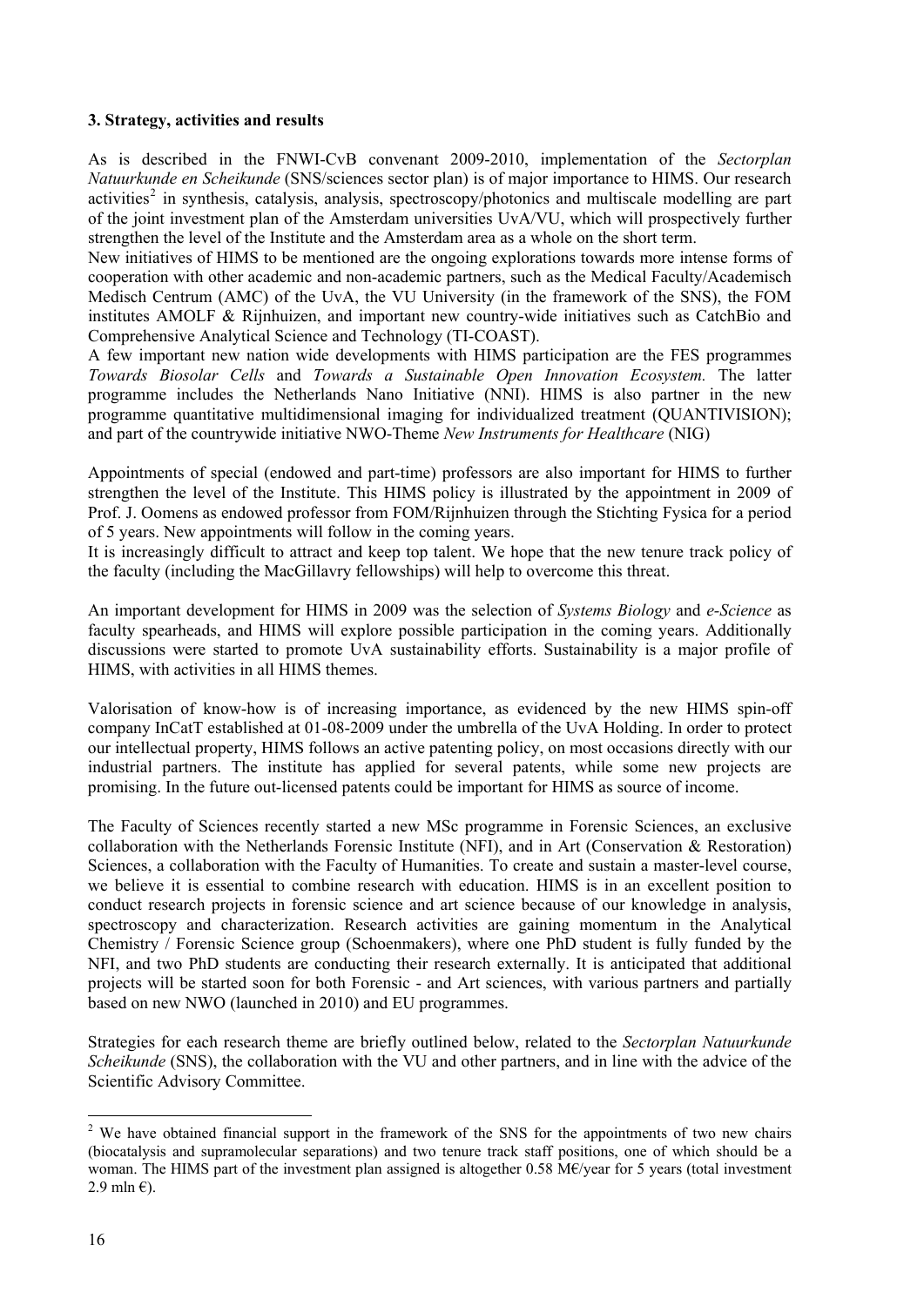### 3. Strategy, activities and results

As is described in the FNWI-CvB convenant 2009-2010, implementation of the *Sectorplan Natuurkunde en Scheikunde* (SNS/sciences sector plan) is of major importance to HIMS. Our research activities[2] in synthesis, catalysis, analysis, spectroscopy/photonics and multiscale modelling are part of the joint investment plan of the Amsterdam universities UvA/VU, which will prospectively further strengthen the level of the Institute and the Amsterdam area as a whole on the short term.

New initiatives of HIMS to be mentioned are the ongoing explorations towards more intense forms of cooperation with other academic and non-academic partners, such as the Medical Faculty/Academisch Medisch Centrum (AMC) of the UvA, the VU University (in the framework of the SNS), the FOM institutes AMOLF & Rijnhuizen, and important new country-wide initiatives such as CatchBio and Comprehensive Analytical Science and Technology (TI-COAST).

A few important new nation wide developments with HIMS participation are the FES programmes *Towards Biosolar Cells* and *Towards a Sustainable Open Innovation Ecosystem.* The latter programme includes the Netherlands Nano Initiative (NNI). HIMS is also partner in the new programme quantitative multidimensional imaging for individualized treatment (QUANTIVISION); and part of the countrywide initiative NWO-Theme *New Instruments for Healthcare* (NIG)

Appointments of special (endowed and part-time) professors are also important for HIMS to further strengthen the level of the Institute. This HIMS policy is illustrated by the appointment in 2009 of Prof. J. Oomens as endowed professor from FOM/Rijnhuizen through the Stichting Fysica for a period of 5 years. New appointments will follow in the coming years.

It is increasingly difficult to attract and keep top talent. We hope that the new tenure track policy of the faculty (including the MacGillavry fellowships) will help to overcome this threat.

An important development for HIMS in 2009 was the selection of *Systems Biology* and *e-Science* as faculty spearheads, and HIMS will explore possible participation in the coming years. Additionally discussions were started to promote UvA sustainability efforts. Sustainability is a major profile of HIMS, with activities in all HIMS themes.

Valorisation of know-how is of increasing importance, as evidenced by the new HIMS spin-off company InCatT established at 01-08-2009 under the umbrella of the UvA Holding. In order to protect our intellectual property, HIMS follows an active patenting policy, on most occasions directly with our industrial partners. The institute has applied for several patents, while some new projects are promising. In the future out-licensed patents could be important for HIMS as source of income.

The Faculty of Sciences recently started a new MSc programme in Forensic Sciences, an exclusive collaboration with the Netherlands Forensic Institute (NFI), and in Art (Conservation & Restoration) Sciences, a collaboration with the Faculty of Humanities. To create and sustain a master-level course, we believe it is essential to combine research with education. HIMS is in an excellent position to conduct research projects in forensic science and art science because of our knowledge in analysis, spectroscopy and characterization. Research activities are gaining momentum in the Analytical Chemistry / Forensic Science group (Schoenmakers), where one PhD student is fully funded by the NFI, and two PhD students are conducting their research externally. It is anticipated that additional projects will be started soon for both Forensic - and Art sciences, with various partners and partially based on new NWO (launched in 2010) and EU programmes.

Strategies for each research theme are briefly outlined below, related to the *Sectorplan Natuurkunde Scheikunde* (SNS), the collaboration with the VU and other partners, and in line with the advice of the Scientific Advisory Committee.

---

[2] We have obtained financial support in the framework of the SNS for the appointments of two new chairs (biocatalysis and supramolecular separations) and two tenure track staff positions, one of which should be a woman. The HIMS part of the investment plan assigned is altogether 0.58 M€/year for 5 years (total investment 2.9 mln €).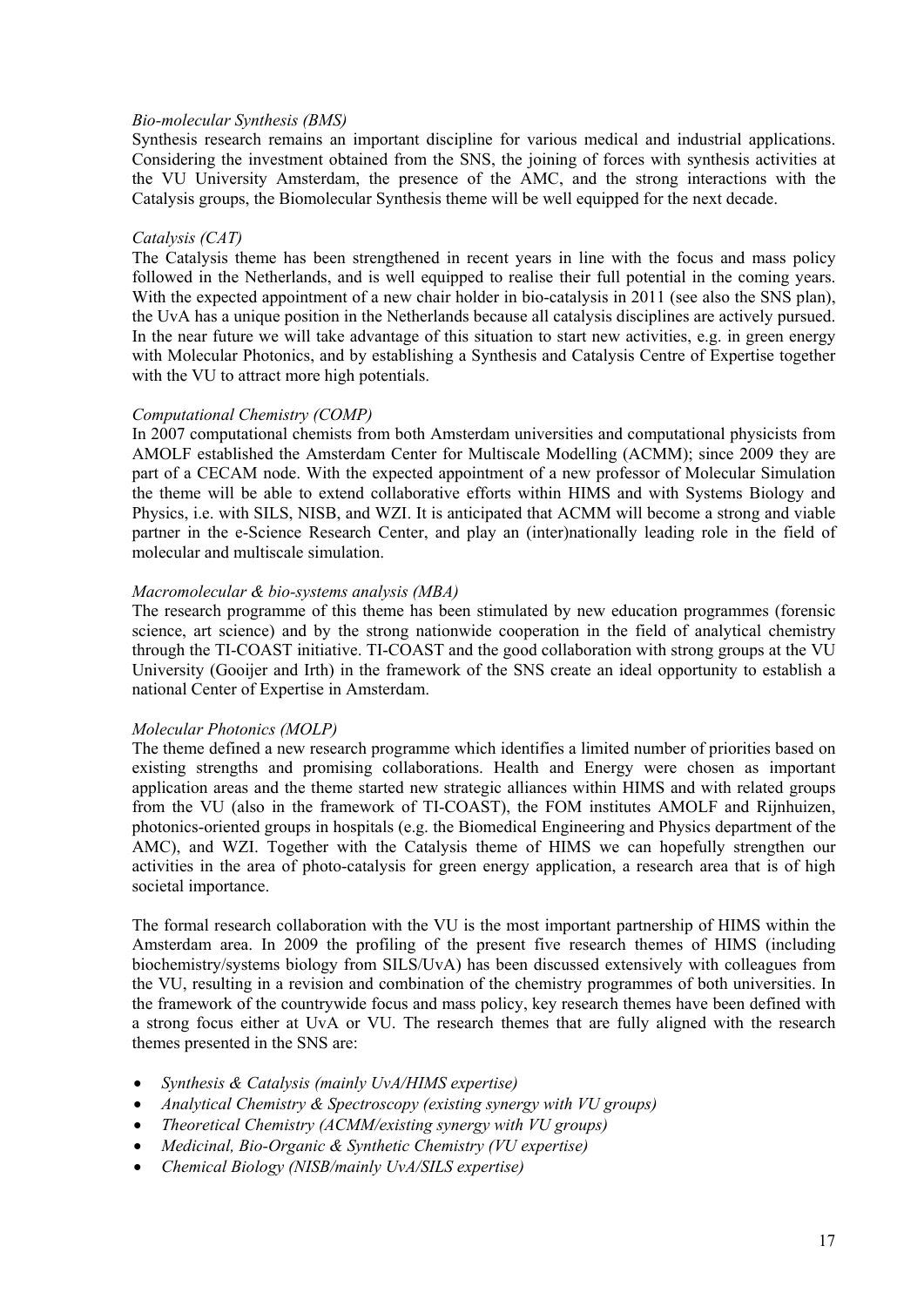*Bio-molecular Synthesis (BMS)*

Synthesis research remains an important discipline for various medical and industrial applications. Considering the investment obtained from the SNS, the joining of forces with synthesis activities at the VU University Amsterdam, the presence of the AMC, and the strong interactions with the Catalysis groups, the Biomolecular Synthesis theme will be well equipped for the next decade.

*Catalysis (CAT)*

The Catalysis theme has been strengthened in recent years in line with the focus and mass policy followed in the Netherlands, and is well equipped to realise their full potential in the coming years. With the expected appointment of a new chair holder in bio-catalysis in 2011 (see also the SNS plan), the UvA has a unique position in the Netherlands because all catalysis disciplines are actively pursued. In the near future we will take advantage of this situation to start new activities, e.g. in green energy with Molecular Photonics, and by establishing a Synthesis and Catalysis Centre of Expertise together with the VU to attract more high potentials.

*Computational Chemistry (COMP)*

In 2007 computational chemists from both Amsterdam universities and computational physicists from AMOLF established the Amsterdam Center for Multiscale Modelling (ACMM); since 2009 they are part of a CECAM node. With the expected appointment of a new professor of Molecular Simulation the theme will be able to extend collaborative efforts within HIMS and with Systems Biology and Physics, i.e. with SILS, NISB, and WZI. It is anticipated that ACMM will become a strong and viable partner in the e-Science Research Center, and play an (inter)nationally leading role in the field of molecular and multiscale simulation.

*Macromolecular & bio-systems analysis (MBA)*

The research programme of this theme has been stimulated by new education programmes (forensic science, art science) and by the strong nationwide cooperation in the field of analytical chemistry through the TI-COAST initiative. TI-COAST and the good collaboration with strong groups at the VU University (Gooijer and Irth) in the framework of the SNS create an ideal opportunity to establish a national Center of Expertise in Amsterdam.

*Molecular Photonics (MOLP)*

The theme defined a new research programme which identifies a limited number of priorities based on existing strengths and promising collaborations. Health and Energy were chosen as important application areas and the theme started new strategic alliances within HIMS and with related groups from the VU (also in the framework of TI-COAST), the FOM institutes AMOLF and Rijnhuizen, photonics-oriented groups in hospitals (e.g. the Biomedical Engineering and Physics department of the AMC), and WZI. Together with the Catalysis theme of HIMS we can hopefully strengthen our activities in the area of photo-catalysis for green energy application, a research area that is of high societal importance.

The formal research collaboration with the VU is the most important partnership of HIMS within the Amsterdam area. In 2009 the profiling of the present five research themes of HIMS (including biochemistry/systems biology from SILS/UvA) has been discussed extensively with colleagues from the VU, resulting in a revision and combination of the chemistry programmes of both universities. In the framework of the countrywide focus and mass policy, key research themes have been defined with a strong focus either at UvA or VU. The research themes that are fully aligned with the research themes presented in the SNS are:

- *Synthesis & Catalysis (mainly UvA/HIMS expertise)*
- *Analytical Chemistry & Spectroscopy (existing synergy with VU groups)*
- *Theoretical Chemistry (ACMM/existing synergy with VU groups)*
- *Medicinal, Bio-Organic & Synthetic Chemistry (VU expertise)*
- *Chemical Biology (NISB/mainly UvA/SILS expertise)*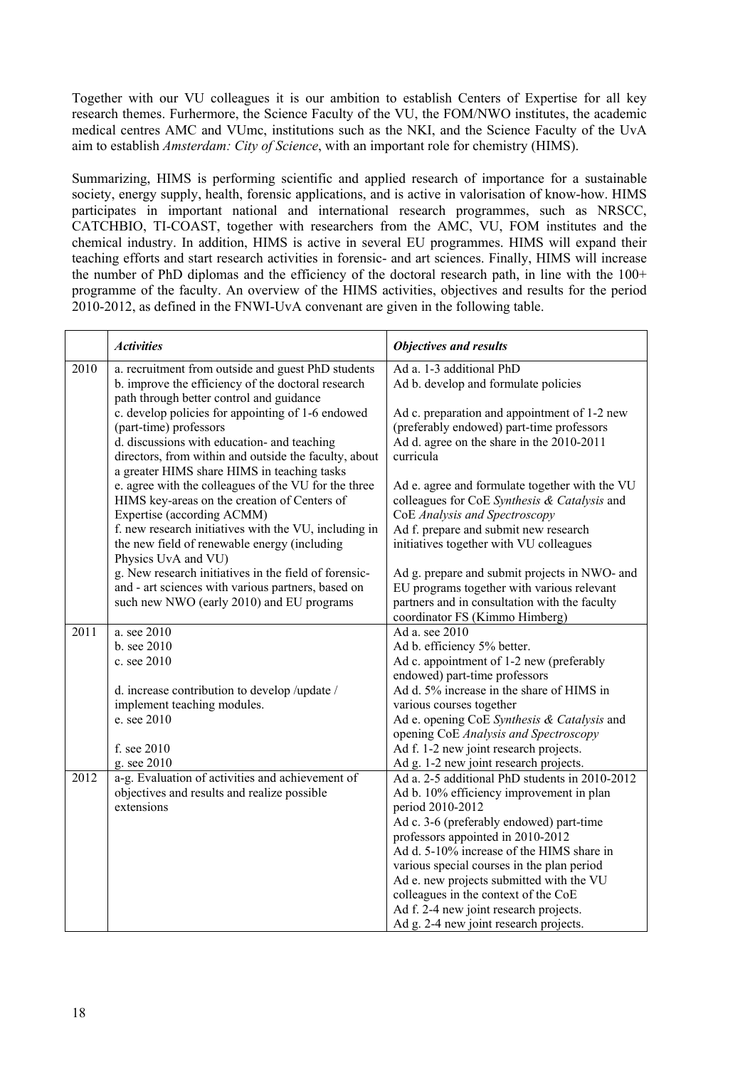Together with our VU colleagues it is our ambition to establish Centers of Expertise for all key research themes. Furhermore, the Science Faculty of the VU, the FOM/NWO institutes, the academic medical centres AMC and VUmc, institutions such as the NKI, and the Science Faculty of the UvA aim to establish *Amsterdam: City of Science*, with an important role for chemistry (HIMS).

Summarizing, HIMS is performing scientific and applied research of importance for a sustainable society, energy supply, health, forensic applications, and is active in valorisation of know-how. HIMS participates in important national and international research programmes, such as NRSCC, CATCHBIO, TI-COAST, together with researchers from the AMC, VU, FOM institutes and the chemical industry. In addition, HIMS is active in several EU programmes. HIMS will expand their teaching efforts and start research activities in forensic- and art sciences. Finally, HIMS will increase the number of PhD diplomas and the efficiency of the doctoral research path, in line with the 100+ programme of the faculty. An overview of the HIMS activities, objectives and results for the period 2010-2012, as defined in the FNWI-UvA convenant are given in the following table.

| | *Activities* | *Objectives and results* |
|---|---|---|
| 2010 | a. recruitment from outside and guest PhD students<br>b. improve the efficiency of the doctoral research path through better control and guidance<br>c. develop policies for appointing of 1-6 endowed (part-time) professors<br>d. discussions with education- and teaching directors, from within and outside the faculty, about a greater HIMS share HIMS in teaching tasks<br>e. agree with the colleagues of the VU for the three HIMS key-areas on the creation of Centers of Expertise (according ACMM)<br>f. new research initiatives with the VU, including in the new field of renewable energy (including Physics UvA and VU)<br>g. New research initiatives in the field of forensic- and - art sciences with various partners, based on such new NWO (early 2010) and EU programs | Ad a. 1-3 additional PhD<br>Ad b. develop and formulate policies<br>Ad c. preparation and appointment of 1-2 new (preferably endowed) part-time professors<br>Ad d. agree on the share in the 2010-2011 curricula<br>Ad e. agree and formulate together with the VU colleagues for CoE *Synthesis & Catalysis* and CoE *Analysis and Spectroscopy*<br>Ad f. prepare and submit new research initiatives together with VU colleagues<br>Ad g. prepare and submit projects in NWO- and EU programs together with various relevant partners and in consultation with the faculty coordinator FS (Kimmo Himberg) |
| 2011 | a. see 2010<br>b. see 2010<br>c. see 2010<br>d. increase contribution to develop /update / implement teaching modules.<br>e. see 2010<br>f. see 2010<br>g. see 2010 | Ad a. see 2010<br>Ad b. efficiency 5% better.<br>Ad c. appointment of 1-2 new (preferably endowed) part-time professors<br>Ad d. 5% increase in the share of HIMS in various courses together<br>Ad e. opening CoE *Synthesis & Catalysis* and opening CoE *Analysis and Spectroscopy*<br>Ad f. 1-2 new joint research projects.<br>Ad g. 1-2 new joint research projects. |
| 2012 | a-g. Evaluation of activities and achievement of objectives and results and realize possible extensions | Ad a. 2-5 additional PhD students in 2010-2012<br>Ad b. 10% efficiency improvement in plan period 2010-2012<br>Ad c. 3-6 (preferably endowed) part-time professors appointed in 2010-2012<br>Ad d. 5-10% increase of the HIMS share in various special courses in the plan period<br>Ad e. new projects submitted with the VU colleagues in the context of the CoE<br>Ad f. 2-4 new joint research projects.<br>Ad g. 2-4 new joint research projects. |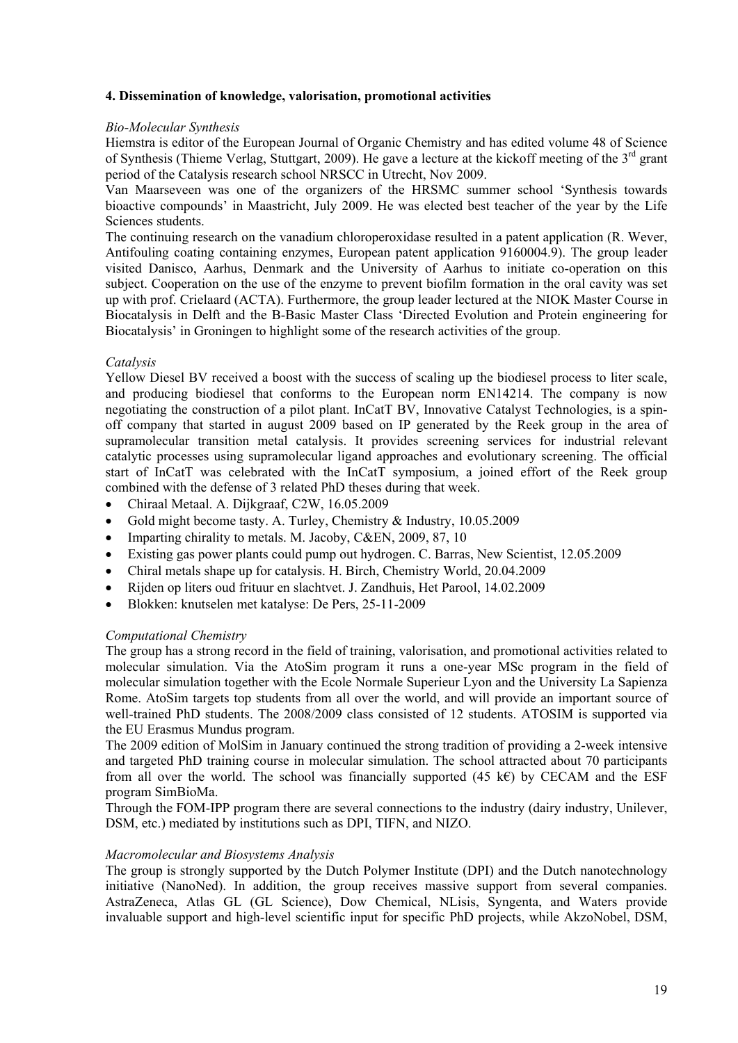#### 4. Dissemination of knowledge, valorisation, promotional activities

*Bio-Molecular Synthesis*

Hiemstra is editor of the European Journal of Organic Chemistry and has edited volume 48 of Science of Synthesis (Thieme Verlag, Stuttgart, 2009). He gave a lecture at the kickoff meeting of the 3rd grant period of the Catalysis research school NRSCC in Utrecht, Nov 2009.

Van Maarseveen was one of the organizers of the HRSMC summer school 'Synthesis towards bioactive compounds' in Maastricht, July 2009. He was elected best teacher of the year by the Life Sciences students.

The continuing research on the vanadium chloroperoxidase resulted in a patent application (R. Wever, Antifouling coating containing enzymes, European patent application 9160004.9). The group leader visited Danisco, Aarhus, Denmark and the University of Aarhus to initiate co-operation on this subject. Cooperation on the use of the enzyme to prevent biofilm formation in the oral cavity was set up with prof. Crielaard (ACTA). Furthermore, the group leader lectured at the NIOK Master Course in Biocatalysis in Delft and the B-Basic Master Class 'Directed Evolution and Protein engineering for Biocatalysis' in Groningen to highlight some of the research activities of the group.

*Catalysis*

Yellow Diesel BV received a boost with the success of scaling up the biodiesel process to liter scale, and producing biodiesel that conforms to the European norm EN14214. The company is now negotiating the construction of a pilot plant. InCatT BV, Innovative Catalyst Technologies, is a spin-off company that started in august 2009 based on IP generated by the Reek group in the area of supramolecular transition metal catalysis. It provides screening services for industrial relevant catalytic processes using supramolecular ligand approaches and evolutionary screening. The official start of InCatT was celebrated with the InCatT symposium, a joined effort of the Reek group combined with the defense of 3 related PhD theses during that week.

- Chiraal Metaal. A. Dijkgraaf, C2W, 16.05.2009
- Gold might become tasty. A. Turley, Chemistry & Industry, 10.05.2009
- Imparting chirality to metals. M. Jacoby, C&EN, 2009, 87, 10
- Existing gas power plants could pump out hydrogen. C. Barras, New Scientist, 12.05.2009
- Chiral metals shape up for catalysis. H. Birch, Chemistry World, 20.04.2009
- Rijden op liters oud frituur en slachtvet. J. Zandhuis, Het Parool, 14.02.2009
- Blokken: knutselen met katalyse: De Pers, 25-11-2009

*Computational Chemistry*

The group has a strong record in the field of training, valorisation, and promotional activities related to molecular simulation. Via the AtoSim program it runs a one-year MSc program in the field of molecular simulation together with the Ecole Normale Superieur Lyon and the University La Sapienza Rome. AtoSim targets top students from all over the world, and will provide an important source of well-trained PhD students. The 2008/2009 class consisted of 12 students. ATOSIM is supported via the EU Erasmus Mundus program.

The 2009 edition of MolSim in January continued the strong tradition of providing a 2-week intensive and targeted PhD training course in molecular simulation. The school attracted about 70 participants from all over the world. The school was financially supported (45 k€) by CECAM and the ESF program SimBioMa.

Through the FOM-IPP program there are several connections to the industry (dairy industry, Unilever, DSM, etc.) mediated by institutions such as DPI, TIFN, and NIZO.

*Macromolecular and Biosystems Analysis*

The group is strongly supported by the Dutch Polymer Institute (DPI) and the Dutch nanotechnology initiative (NanoNed). In addition, the group receives massive support from several companies. AstraZeneca, Atlas GL (GL Science), Dow Chemical, NLisis, Syngenta, and Waters provide invaluable support and high-level scientific input for specific PhD projects, while AkzoNobel, DSM,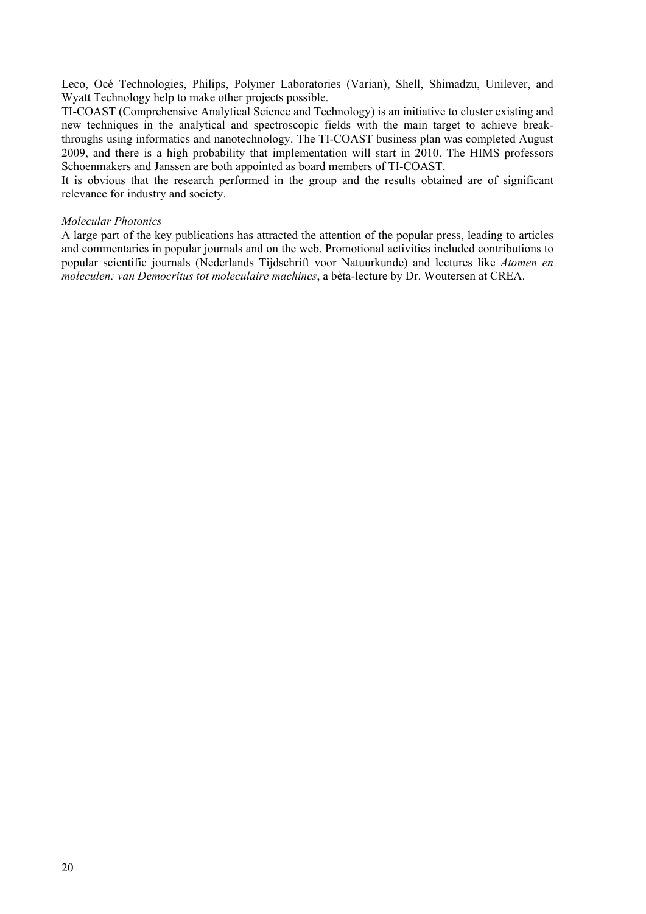Leco, Océ Technologies, Philips, Polymer Laboratories (Varian), Shell, Shimadzu, Unilever, and Wyatt Technology help to make other projects possible.

TI-COAST (Comprehensive Analytical Science and Technology) is an initiative to cluster existing and new techniques in the analytical and spectroscopic fields with the main target to achieve break-throughs using informatics and nanotechnology. The TI-COAST business plan was completed August 2009, and there is a high probability that implementation will start in 2010. The HIMS professors Schoenmakers and Janssen are both appointed as board members of TI-COAST.

It is obvious that the research performed in the group and the results obtained are of significant relevance for industry and society.

*Molecular Photonics*

A large part of the key publications has attracted the attention of the popular press, leading to articles and commentaries in popular journals and on the web. Promotional activities included contributions to popular scientific journals (Nederlands Tijdschrift voor Natuurkunde) and lectures like *Atomen en moleculen: van Democritus tot moleculaire machines*, a bèta-lecture by Dr. Woutersen at CREA.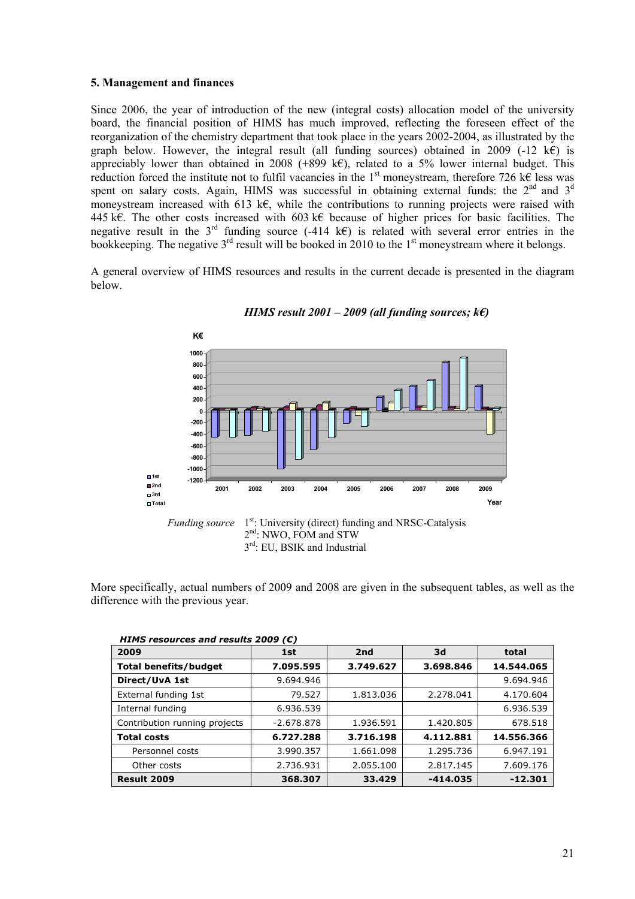### 5. Management and finances

Since 2006, the year of introduction of the new (integral costs) allocation model of the university board, the financial position of HIMS has much improved, reflecting the foreseen effect of the reorganization of the chemistry department that took place in the years 2002-2004, as illustrated by the graph below. However, the integral result (all funding sources) obtained in 2009 (-12 k€) is appreciably lower than obtained in 2008 (+899 k€), related to a 5% lower internal budget. This reduction forced the institute not to fulfil vacancies in the 1st moneystream, therefore 726 k€ less was spent on salary costs. Again, HIMS was successful in obtaining external funds: the 2nd and 3d moneystream increased with 613 k€, while the contributions to running projects were raised with 445 k€. The other costs increased with 603 k€ because of higher prices for basic facilities. The negative result in the 3rd funding source (-414 k€) is related with several error entries in the bookkeeping. The negative 3rd result will be booked in 2010 to the 1st moneystream where it belongs.

A general overview of HIMS resources and results in the current decade is presented in the diagram below.

***HIMS result 2001 – 2009 (all funding sources; k€)***

*Funding source* 1st: University (direct) funding and NRSC-Catalysis
2nd: NWO, FOM and STW
3rd: EU, BSIK and Industrial

More specifically, actual numbers of 2009 and 2008 are given in the subsequent tables, as well as the difference with the previous year.

***HIMS resources and results 2009 (€)***

| 2009 | 1st | 2nd | 3d | total |
|---|---|---|---|---|
| **Total benefits/budget** | **7.095.595** | **3.749.627** | **3.698.846** | **14.544.065** |
| **Direct/UvA 1st** | 9.694.946 | | | 9.694.946 |
| External funding 1st | 79.527 | 1.813.036 | 2.278.041 | 4.170.604 |
| Internal funding | 6.936.539 | | | 6.936.539 |
| Contribution running projects | -2.678.878 | 1.936.591 | 1.420.805 | 678.518 |
| **Total costs** | **6.727.288** | **3.716.198** | **4.112.881** | **14.556.366** |
| Personnel costs | 3.990.357 | 1.661.098 | 1.295.736 | 6.947.191 |
| Other costs | 2.736.931 | 2.055.100 | 2.817.145 | 7.609.176 |
| **Result 2009** | **368.307** | **33.429** | **-414.035** | **-12.301** |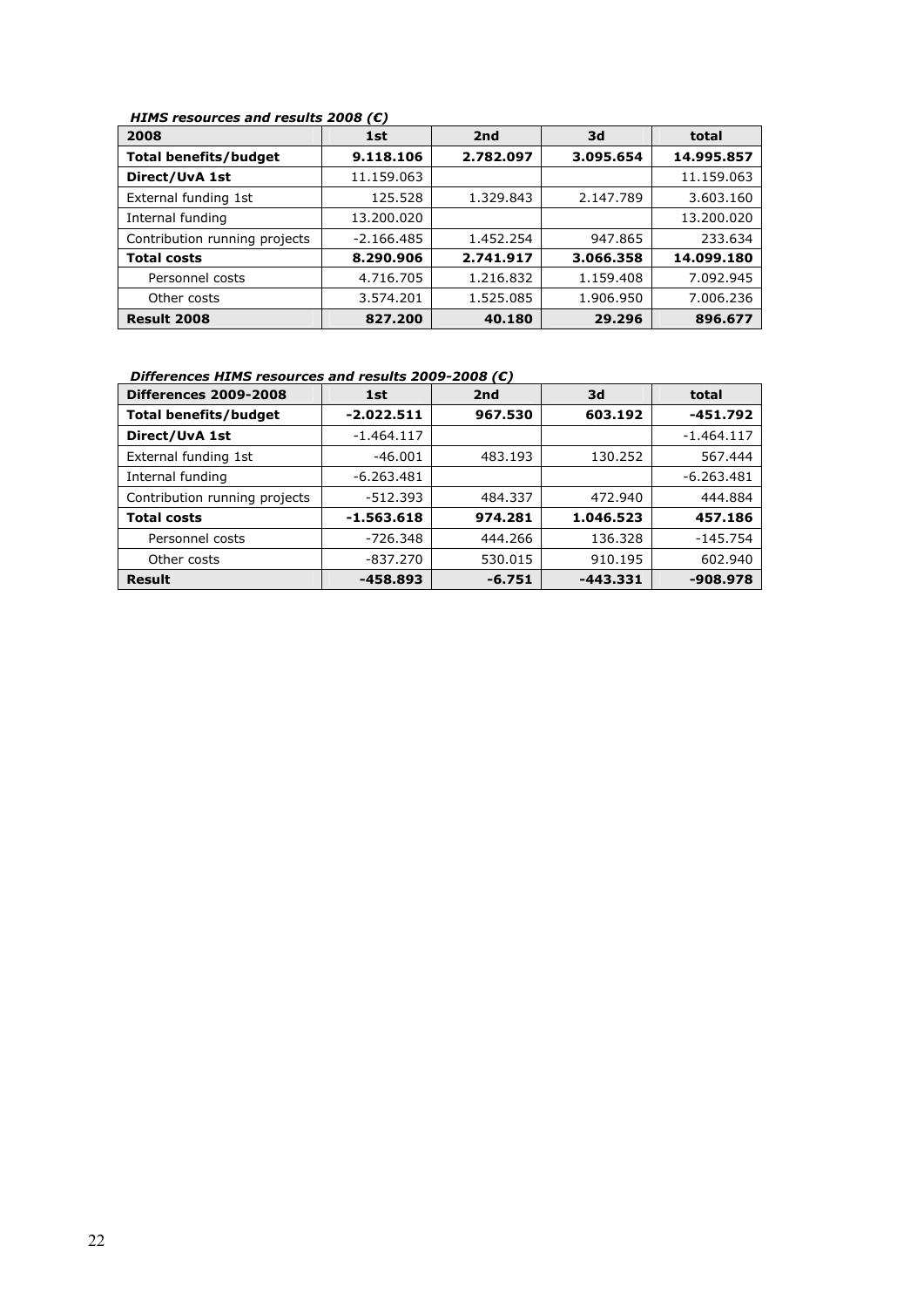*HIMS resources and results 2008 (€)*

| 2008 | 1st | 2nd | 3d | total |
|---|---|---|---|---|
| **Total benefits/budget** | **9.118.106** | **2.782.097** | **3.095.654** | **14.995.857** |
| **Direct/UvA 1st** | 11.159.063 | | | 11.159.063 |
| External funding 1st | 125.528 | 1.329.843 | 2.147.789 | 3.603.160 |
| Internal funding | 13.200.020 | | | 13.200.020 |
| Contribution running projects | -2.166.485 | 1.452.254 | 947.865 | 233.634 |
| **Total costs** | **8.290.906** | **2.741.917** | **3.066.358** | **14.099.180** |
| Personnel costs | 4.716.705 | 1.216.832 | 1.159.408 | 7.092.945 |
| Other costs | 3.574.201 | 1.525.085 | 1.906.950 | 7.006.236 |
| **Result 2008** | **827.200** | **40.180** | **29.296** | **896.677** |

*Differences HIMS resources and results 2009-2008 (€)*

| Differences 2009-2008 | 1st | 2nd | 3d | total |
|---|---|---|---|---|
| **Total benefits/budget** | **-2.022.511** | **967.530** | **603.192** | **-451.792** |
| **Direct/UvA 1st** | -1.464.117 | | | -1.464.117 |
| External funding 1st | -46.001 | 483.193 | 130.252 | 567.444 |
| Internal funding | -6.263.481 | | | -6.263.481 |
| Contribution running projects | -512.393 | 484.337 | 472.940 | 444.884 |
| **Total costs** | **-1.563.618** | **974.281** | **1.046.523** | **457.186** |
| Personnel costs | -726.348 | 444.266 | 136.328 | -145.754 |
| Other costs | -837.270 | 530.015 | 910.195 | 602.940 |
| **Result** | **-458.893** | **-6.751** | **-443.331** | **-908.978** |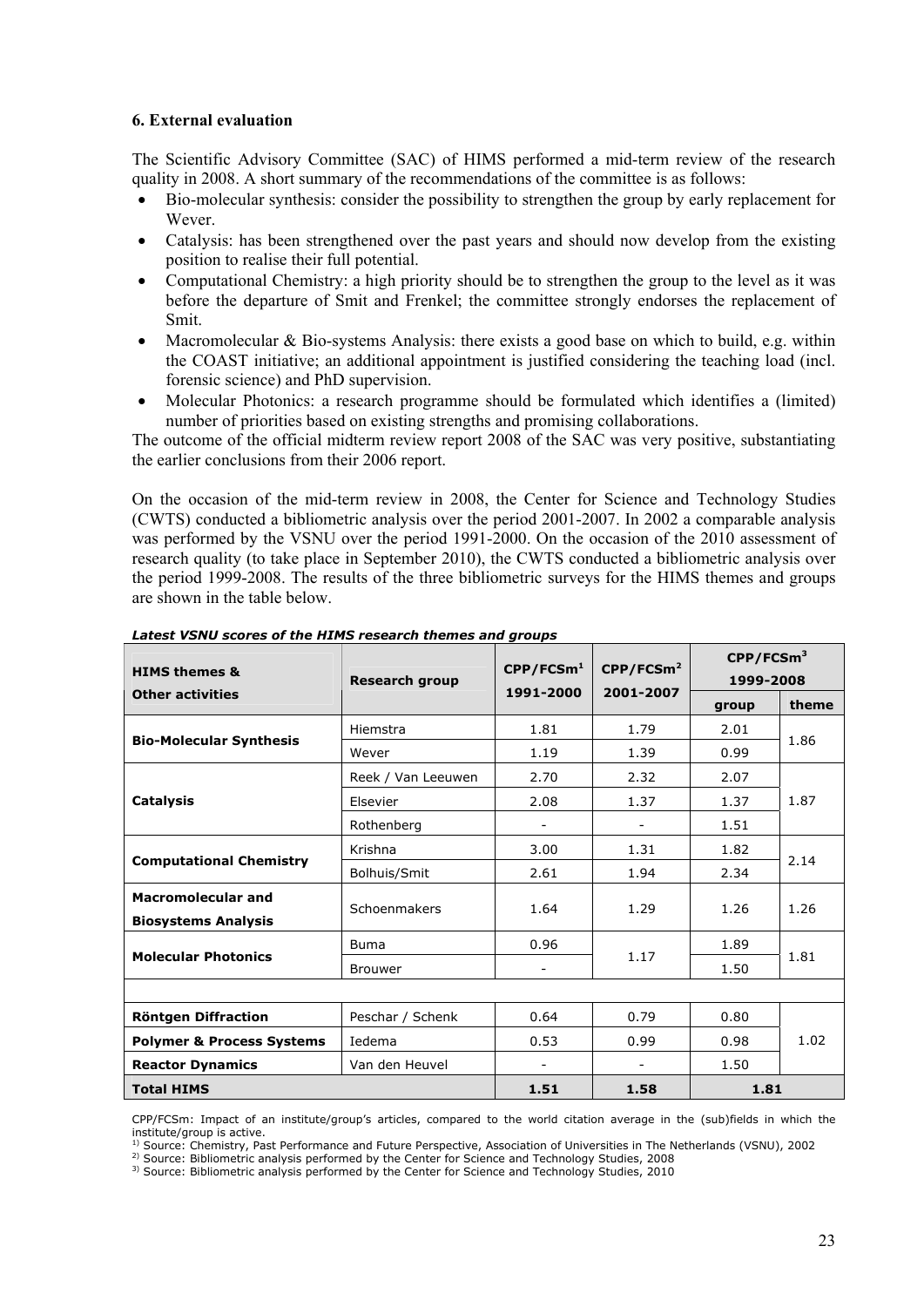## 6. External evaluation

The Scientific Advisory Committee (SAC) of HIMS performed a mid-term review of the research quality in 2008. A short summary of the recommendations of the committee is as follows:

- Bio-molecular synthesis: consider the possibility to strengthen the group by early replacement for Wever.
- Catalysis: has been strengthened over the past years and should now develop from the existing position to realise their full potential.
- Computational Chemistry: a high priority should be to strengthen the group to the level as it was before the departure of Smit and Frenkel; the committee strongly endorses the replacement of Smit.
- Macromolecular & Bio-systems Analysis: there exists a good base on which to build, e.g. within the COAST initiative; an additional appointment is justified considering the teaching load (incl. forensic science) and PhD supervision.
- Molecular Photonics: a research programme should be formulated which identifies a (limited) number of priorities based on existing strengths and promising collaborations.

The outcome of the official midterm review report 2008 of the SAC was very positive, substantiating the earlier conclusions from their 2006 report.

On the occasion of the mid-term review in 2008, the Center for Science and Technology Studies (CWTS) conducted a bibliometric analysis over the period 2001-2007. In 2002 a comparable analysis was performed by the VSNU over the period 1991-2000. On the occasion of the 2010 assessment of research quality (to take place in September 2010), the CWTS conducted a bibliometric analysis over the period 1999-2008. The results of the three bibliometric surveys for the HIMS themes and groups are shown in the table below.

***Latest VSNU scores of the HIMS research themes and groups***

| HIMS themes & Other activities | Research group | CPP/FCSm[1] 1991-2000 | CPP/FCSm[2] 2001-2007 | CPP/FCSm[3] 1999-2008 | |
|---|---|---|---|---|---|
| | | | | group | theme |
| **Bio-Molecular Synthesis** | Hiemstra | 1.81 | 1.79 | 2.01 | 1.86 |
| | Wever | 1.19 | 1.39 | 0.99 | |
| **Catalysis** | Reek / Van Leeuwen | 2.70 | 2.32 | 2.07 | 1.87 |
| | Elsevier | 2.08 | 1.37 | 1.37 | |
| | Rothenberg | - | - | 1.51 | |
| **Computational Chemistry** | Krishna | 3.00 | 1.31 | 1.82 | 2.14 |
| | Bolhuis/Smit | 2.61 | 1.94 | 2.34 | |
| **Macromolecular and Biosystems Analysis** | Schoenmakers | 1.64 | 1.29 | 1.26 | 1.26 |
| **Molecular Photonics** | Buma | 0.96 | 1.17 | 1.89 | 1.81 |
| | Brouwer | - | | 1.50 | |
| | | | | | |
| **Röntgen Diffraction** | Peschar / Schenk | 0.64 | 0.79 | 0.80 | 1.02 |
| **Polymer & Process Systems** | Iedema | 0.53 | 0.99 | 0.98 | |
| **Reactor Dynamics** | Van den Heuvel | - | - | 1.50 | |
| **Total HIMS** | | **1.51** | **1.58** | **1.81** | |

CPP/FCSm: Impact of an institute/group's articles, compared to the world citation average in the (sub)fields in which the institute/group is active.
[1] Source: Chemistry, Past Performance and Future Perspective, Association of Universities in The Netherlands (VSNU), 2002
[2] Source: Bibliometric analysis performed by the Center for Science and Technology Studies, 2008
[3] Source: Bibliometric analysis performed by the Center for Science and Technology Studies, 2010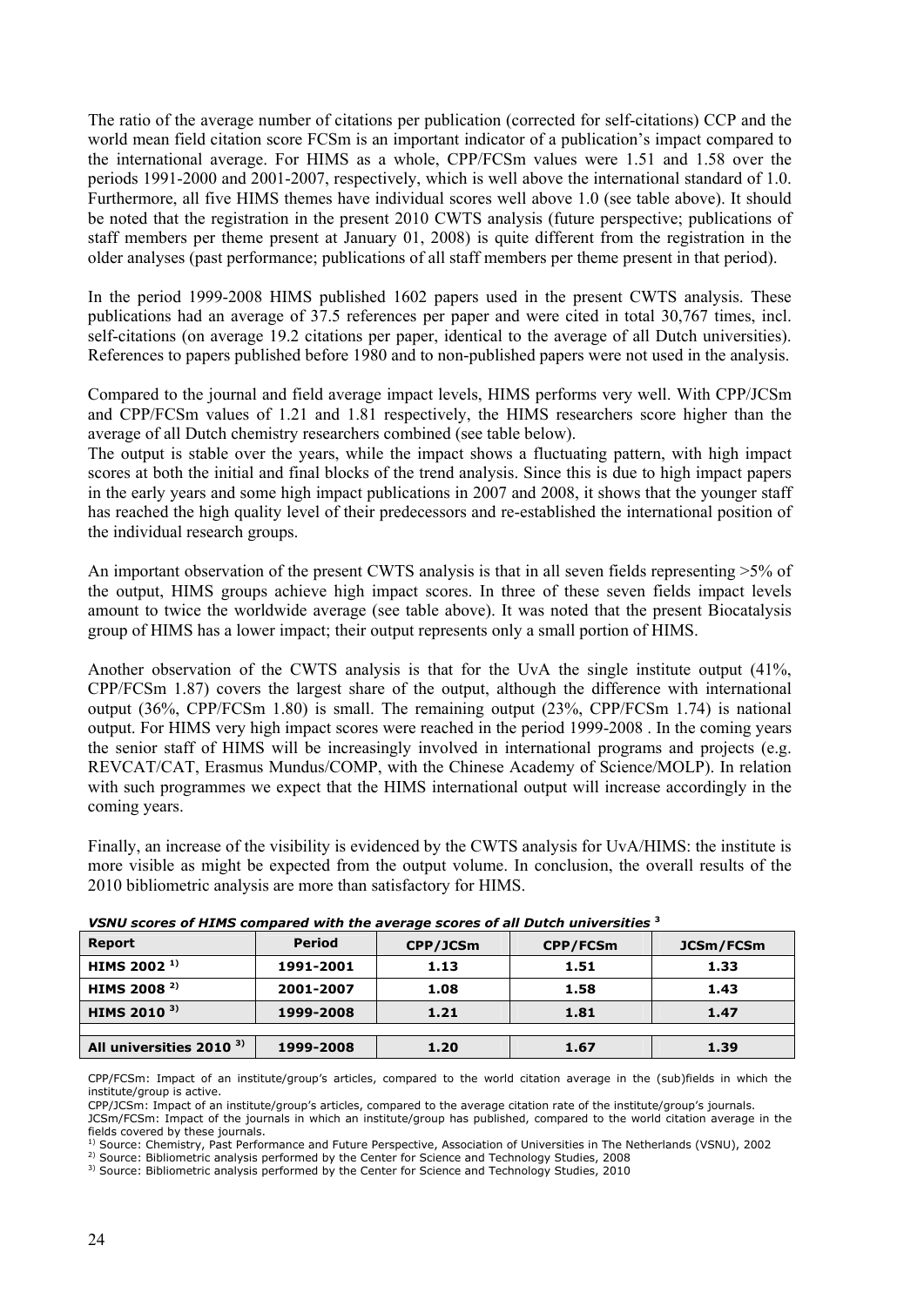The ratio of the average number of citations per publication (corrected for self-citations) CCP and the world mean field citation score FCSm is an important indicator of a publication's impact compared to the international average. For HIMS as a whole, CPP/FCSm values were 1.51 and 1.58 over the periods 1991-2000 and 2001-2007, respectively, which is well above the international standard of 1.0. Furthermore, all five HIMS themes have individual scores well above 1.0 (see table above). It should be noted that the registration in the present 2010 CWTS analysis (future perspective; publications of staff members per theme present at January 01, 2008) is quite different from the registration in the older analyses (past performance; publications of all staff members per theme present in that period).

In the period 1999-2008 HIMS published 1602 papers used in the present CWTS analysis. These publications had an average of 37.5 references per paper and were cited in total 30,767 times, incl. self-citations (on average 19.2 citations per paper, identical to the average of all Dutch universities). References to papers published before 1980 and to non-published papers were not used in the analysis.

Compared to the journal and field average impact levels, HIMS performs very well. With CPP/JCSm and CPP/FCSm values of 1.21 and 1.81 respectively, the HIMS researchers score higher than the average of all Dutch chemistry researchers combined (see table below).
The output is stable over the years, while the impact shows a fluctuating pattern, with high impact scores at both the initial and final blocks of the trend analysis. Since this is due to high impact papers in the early years and some high impact publications in 2007 and 2008, it shows that the younger staff has reached the high quality level of their predecessors and re-established the international position of the individual research groups.

An important observation of the present CWTS analysis is that in all seven fields representing >5% of the output, HIMS groups achieve high impact scores. In three of these seven fields impact levels amount to twice the worldwide average (see table above). It was noted that the present Biocatalysis group of HIMS has a lower impact; their output represents only a small portion of HIMS.

Another observation of the CWTS analysis is that for the UvA the single institute output (41%, CPP/FCSm 1.87) covers the largest share of the output, although the difference with international output (36%, CPP/FCSm 1.80) is small. The remaining output (23%, CPP/FCSm 1.74) is national output. For HIMS very high impact scores were reached in the period 1999-2008 . In the coming years the senior staff of HIMS will be increasingly involved in international programs and projects (e.g. REVCAT/CAT, Erasmus Mundus/COMP, with the Chinese Academy of Science/MOLP). In relation with such programmes we expect that the HIMS international output will increase accordingly in the coming years.

Finally, an increase of the visibility is evidenced by the CWTS analysis for UvA/HIMS: the institute is more visible as might be expected from the output volume. In conclusion, the overall results of the 2010 bibliometric analysis are more than satisfactory for HIMS.

***VSNU scores of HIMS compared with the average scores of all Dutch universities [3]***

| Report | Period | CPP/JCSm | CPP/FCSm | JCSm/FCSm |
|---|---|---|---|---|
| **HIMS 2002 [1)]** | **1991-2001** | **1.13** | **1.51** | **1.33** |
| **HIMS 2008 [2)]** | **2001-2007** | **1.08** | **1.58** | **1.43** |
| **HIMS 2010 [3)]** | **1999-2008** | **1.21** | **1.81** | **1.47** |
| | | | | |
| **All universities 2010 [3)]** | **1999-2008** | **1.20** | **1.67** | **1.39** |

CPP/FCSm: Impact of an institute/group's articles, compared to the world citation average in the (sub)fields in which the institute/group is active.
CPP/JCSm: Impact of an institute/group's articles, compared to the average citation rate of the institute/group's journals.
JCSm/FCSm: Impact of the journals in which an institute/group has published, compared to the world citation average in the fields covered by these journals.
[1)] Source: Chemistry, Past Performance and Future Perspective, Association of Universities in The Netherlands (VSNU), 2002
[2)] Source: Bibliometric analysis performed by the Center for Science and Technology Studies, 2008
[3)] Source: Bibliometric analysis performed by the Center for Science and Technology Studies, 2010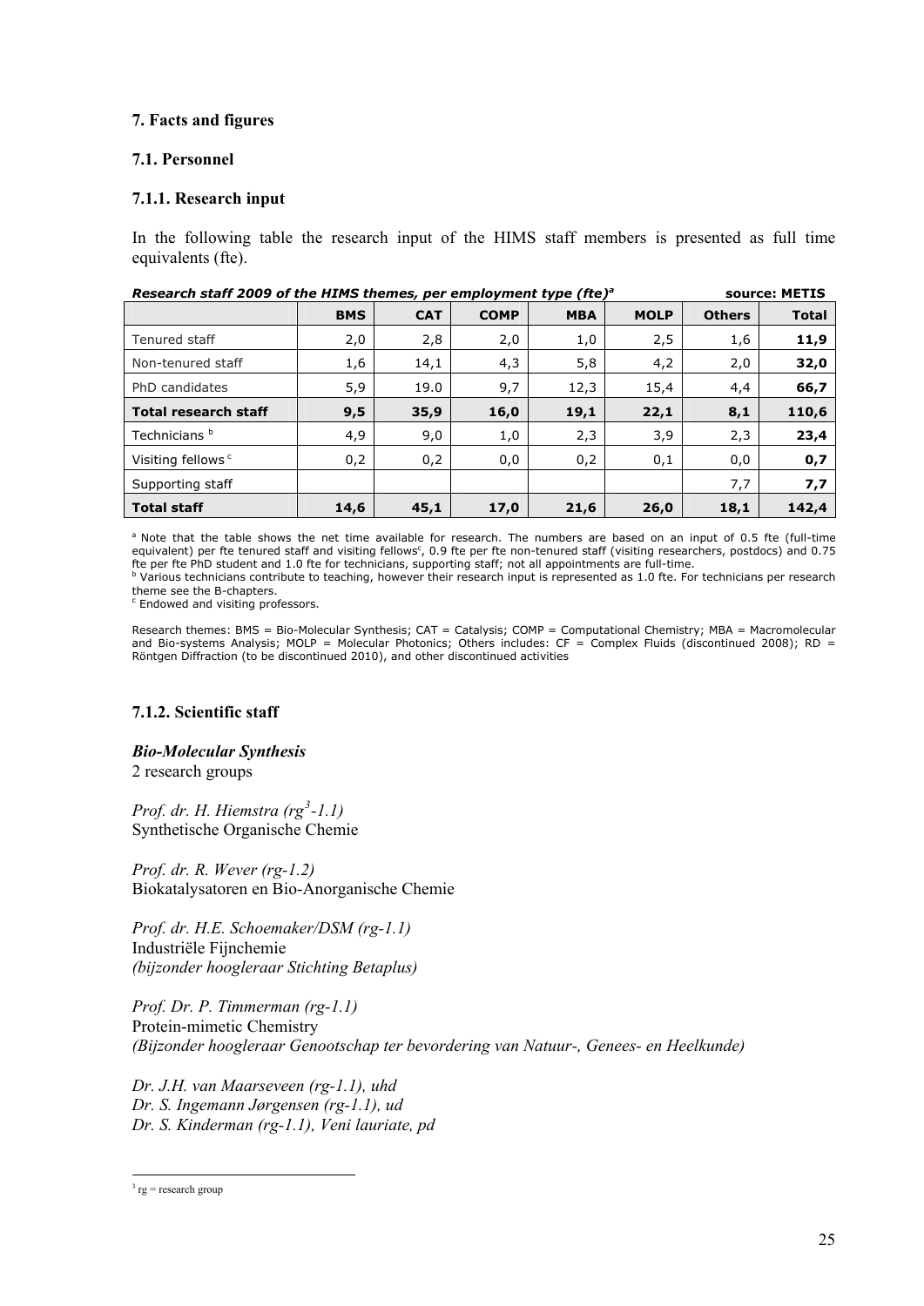# 7. Facts and figures

## 7.1. Personnel

### 7.1.1. Research input

In the following table the research input of the HIMS staff members is presented as full time equivalents (fte).

***Research staff 2009 of the HIMS themes, per employment type (fte)[a]*** **source: METIS**

| | BMS | CAT | COMP | MBA | MOLP | Others | Total |
|---|---|---|---|---|---|---|---|
| Tenured staff | 2,0 | 2,8 | 2,0 | 1,0 | 2,5 | 1,6 | **11,9** |
| Non-tenured staff | 1,6 | 14,1 | 4,3 | 5,8 | 4,2 | 2,0 | **32,0** |
| PhD candidates | 5,9 | 19.0 | 9,7 | 12,3 | 15,4 | 4,4 | **66,7** |
| **Total research staff** | **9,5** | **35,9** | **16,0** | **19,1** | **22,1** | **8,1** | **110,6** |
| Technicians [b] | 4,9 | 9,0 | 1,0 | 2,3 | 3,9 | 2,3 | **23,4** |
| Visiting fellows [c] | 0,2 | 0,2 | 0,0 | 0,2 | 0,1 | 0,0 | **0,7** |
| Supporting staff | | | | | | 7,7 | **7,7** |
| **Total staff** | **14,6** | **45,1** | **17,0** | **21,6** | **26,0** | **18,1** | **142,4** |

[a] Note that the table shows the net time available for research. The numbers are based on an input of 0.5 fte (full-time equivalent) per fte tenured staff and visiting fellows[c], 0.9 fte per fte non-tenured staff (visiting researchers, postdocs) and 0.75 fte per fte PhD student and 1.0 fte for technicians, supporting staff; not all appointments are full-time.
[b] Various technicians contribute to teaching, however their research input is represented as 1.0 fte. For technicians per research theme see the B-chapters.
[c] Endowed and visiting professors.

Research themes: BMS = Bio-Molecular Synthesis; CAT = Catalysis; COMP = Computational Chemistry; MBA = Macromolecular and Bio-systems Analysis; MOLP = Molecular Photonics; Others includes: CF = Complex Fluids (discontinued 2008); RD = Röntgen Diffraction (to be discontinued 2010), and other discontinued activities

### 7.1.2. Scientific staff

***Bio-Molecular Synthesis***
2 research groups

*Prof. dr. H. Hiemstra (rg[3]-1.1)*
Synthetische Organische Chemie

*Prof. dr. R. Wever (rg-1.2)*
Biokatalysatoren en Bio-Anorganische Chemie

*Prof. dr. H.E. Schoemaker/DSM (rg-1.1)*
Industriële Fijnchemie
*(bijzonder hoogleraar Stichting Betaplus)*

*Prof. Dr. P. Timmerman (rg-1.1)*
Protein-mimetic Chemistry
*(Bijzonder hoogleraar Genootschap ter bevordering van Natuur-, Genees- en Heelkunde)*

*Dr. J.H. van Maarseveen (rg-1.1), uhd*
*Dr. S. Ingemann Jørgensen (rg-1.1), ud*
*Dr. S. Kinderman (rg-1.1), Veni lauriate, pd*

[3] rg = research group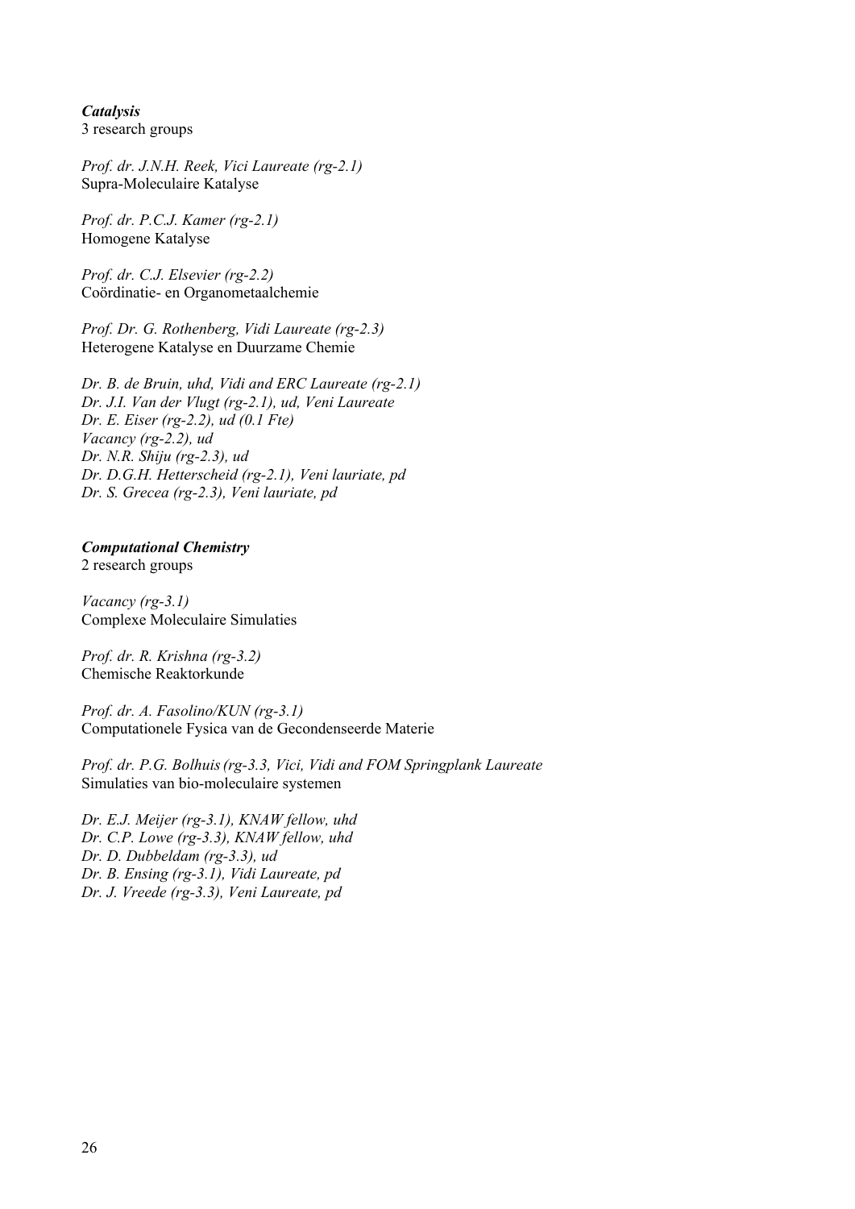***Catalysis***
3 research groups

*Prof. dr. J.N.H. Reek, Vici Laureate (rg-2.1)*
Supra-Moleculaire Katalyse

*Prof. dr. P.C.J. Kamer (rg-2.1)*
Homogene Katalyse

*Prof. dr. C.J. Elsevier (rg-2.2)*
Coördinatie- en Organometaalchemie

*Prof. Dr. G. Rothenberg, Vidi Laureate (rg-2.3)*
Heterogene Katalyse en Duurzame Chemie

*Dr. B. de Bruin, uhd, Vidi and ERC Laureate (rg-2.1)*
*Dr. J.I. Van der Vlugt (rg-2.1), ud, Veni Laureate*
*Dr. E. Eiser (rg-2.2), ud (0.1 Fte)*
*Vacancy (rg-2.2), ud*
*Dr. N.R. Shiju (rg-2.3), ud*
*Dr. D.G.H. Hetterscheid (rg-2.1), Veni lauriate, pd*
*Dr. S. Grecea (rg-2.3), Veni lauriate, pd*

***Computational Chemistry***
2 research groups

*Vacancy (rg-3.1)*
Complexe Moleculaire Simulaties

*Prof. dr. R. Krishna (rg-3.2)*
Chemische Reaktorkunde

*Prof. dr. A. Fasolino/KUN (rg-3.1)*
Computationele Fysica van de Gecondenseerde Materie

*Prof. dr. P.G. Bolhuis (rg-3.3, Vici, Vidi and FOM Springplank Laureate*
Simulaties van bio-moleculaire systemen

*Dr. E.J. Meijer (rg-3.1), KNAW fellow, uhd*
*Dr. C.P. Lowe (rg-3.3), KNAW fellow, uhd*
*Dr. D. Dubbeldam (rg-3.3), ud*
*Dr. B. Ensing (rg-3.1), Vidi Laureate, pd*
*Dr. J. Vreede (rg-3.3), Veni Laureate, pd*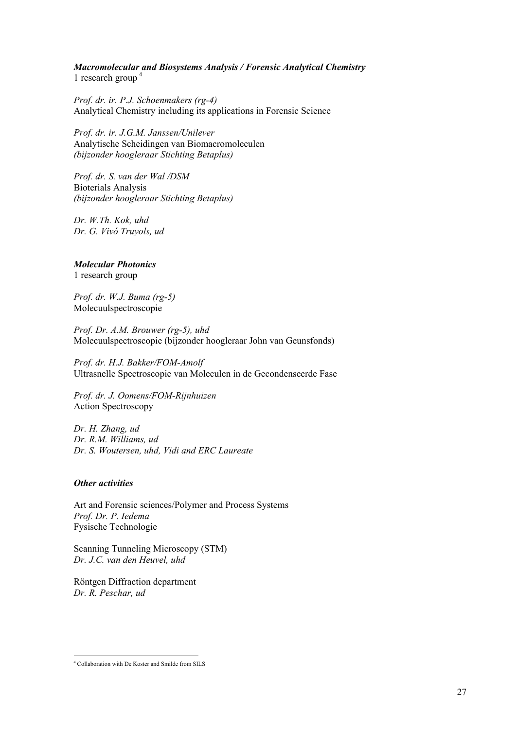***Macromolecular and Biosystems Analysis / Forensic Analytical Chemistry***
1 research group [4]

*Prof. dr. ir. P.J. Schoenmakers (rg-4)*
Analytical Chemistry including its applications in Forensic Science

*Prof. dr. ir. J.G.M. Janssen/Unilever*
Analytische Scheidingen van Biomacromoleculen
*(bijzonder hoogleraar Stichting Betaplus)*

*Prof. dr. S. van der Wal /DSM*
Bioterials Analysis
*(bijzonder hoogleraar Stichting Betaplus)*

*Dr. W.Th. Kok, uhd*
*Dr. G. Vivó Truyols, ud*

***Molecular Photonics***
1 research group

*Prof. dr. W.J. Buma (rg-5)*
Molecuulspectroscopie

*Prof. Dr. A.M. Brouwer (rg-5), uhd*
Molecuulspectroscopie (bijzonder hoogleraar John van Geunsfonds)

*Prof. dr. H.J. Bakker/FOM-Amolf*
Ultrasnelle Spectroscopie van Moleculen in de Gecondenseerde Fase

*Prof. dr. J. Oomens/FOM-Rijnhuizen*
Action Spectroscopy

*Dr. H. Zhang, ud*
*Dr. R.M. Williams, ud*
*Dr. S. Woutersen, uhd, Vidi and ERC Laureate*

***Other activities***

Art and Forensic sciences/Polymer and Process Systems
*Prof. Dr. P. Iedema*
Fysische Technologie

Scanning Tunneling Microscopy (STM)
*Dr. J.C. van den Heuvel, uhd*

Röntgen Diffraction department
*Dr. R. Peschar, ud*

[4] Collaboration with De Koster and Smilde from SILS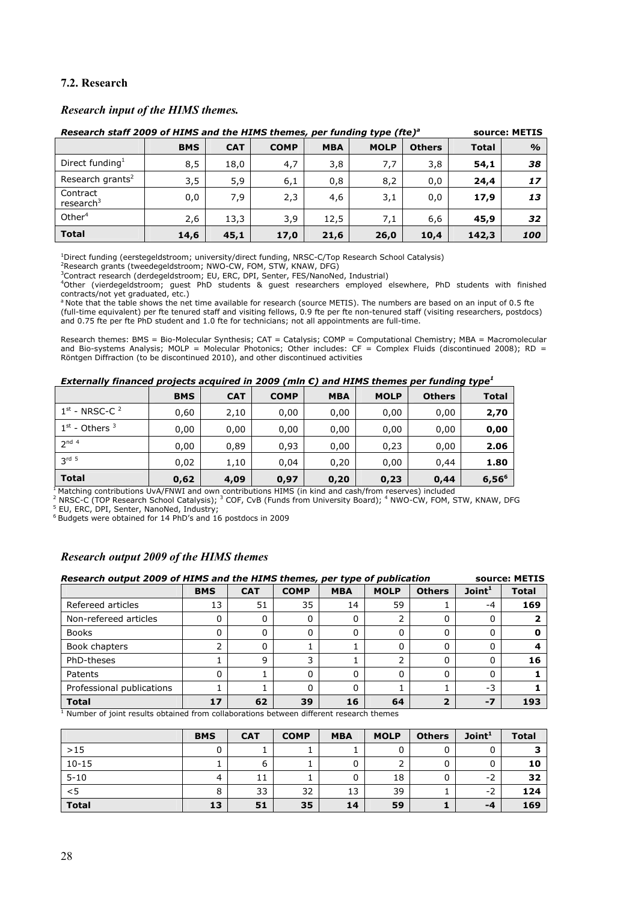## 7.2. Research

### *Research input of the HIMS themes.*

***Research staff 2009 of HIMS and the HIMS themes, per funding type (fte)[a]*** **source: METIS**

| | BMS | CAT | COMP | MBA | MOLP | Others | Total | % |
|---|---|---|---|---|---|---|---|---|
| Direct funding[1] | 8,5 | 18,0 | 4,7 | 3,8 | 7,7 | 3,8 | **54,1** | ***38*** |
| Research grants[2] | 3,5 | 5,9 | 6,1 | 0,8 | 8,2 | 0,0 | **24,4** | ***17*** |
| Contract research[3] | 0,0 | 7,9 | 2,3 | 4,6 | 3,1 | 0,0 | **17,9** | ***13*** |
| Other[4] | 2,6 | 13,3 | 3,9 | 12,5 | 7,1 | 6,6 | **45,9** | ***32*** |
| **Total** | **14,6** | **45,1** | **17,0** | **21,6** | **26,0** | **10,4** | **142,3** | ***100*** |

[1]Direct funding (eerstegeldstroom; university/direct funding, NRSC-C/Top Research School Catalysis)
[2]Research grants (tweedegeldstroom; NWO-CW, FOM, STW, KNAW, DFG)
[3]Contract research (derdegeldstroom; EU, ERC, DPI, Senter, FES/NanoNed, Industrial)
[4]Other (vierdegeldstroom; guest PhD students & guest researchers employed elsewhere, PhD students with finished contracts/not yet graduated, etc.)
[a] Note that the table shows the net time available for research (source METIS). The numbers are based on an input of 0.5 fte (full-time equivalent) per fte tenured staff and visiting fellows, 0.9 fte per fte non-tenured staff (visiting researchers, postdocs) and 0.75 fte per fte PhD student and 1.0 fte for technicians; not all appointments are full-time.

Research themes: BMS = Bio-Molecular Synthesis; CAT = Catalysis; COMP = Computational Chemistry; MBA = Macromolecular and Bio-systems Analysis; MOLP = Molecular Photonics; Other includes: CF = Complex Fluids (discontinued 2008); RD = Röntgen Diffraction (to be discontinued 2010), and other discontinued activities

***Externally financed projects acquired in 2009 (mln €) and HIMS themes per funding type[1]***

| | BMS | CAT | COMP | MBA | MOLP | Others | Total |
|---|---|---|---|---|---|---|---|
| 1st - NRSC-C [2] | 0,60 | 2,10 | 0,00 | 0,00 | 0,00 | 0,00 | **2,70** |
| 1st - Others [3] | 0,00 | 0,00 | 0,00 | 0,00 | 0,00 | 0,00 | **0,00** |
| 2nd [4] | 0,00 | 0,89 | 0,93 | 0,00 | 0,23 | 0,00 | **2.06** |
| 3rd [5] | 0,02 | 1,10 | 0,04 | 0,20 | 0,00 | 0,44 | **1.80** |
| **Total** | **0,62** | **4,09** | **0,97** | **0,20** | **0,23** | **0,44** | **6,56[6]** |

[1] Matching contributions UvA/FNWI and own contributions HIMS (in kind and cash/from reserves) included
[2] NRSC-C (TOP Research School Catalysis); [3] COF, CvB (Funds from University Board); [4] NWO-CW, FOM, STW, KNAW, DFG
[5] EU, ERC, DPI, Senter, NanoNed, Industry;
[6] Budgets were obtained for 14 PhD's and 16 postdocs in 2009

### *Research output 2009 of the HIMS themes*

***Research output 2009 of HIMS and the HIMS themes, per type of publication*** **source: METIS**

| | BMS | CAT | COMP | MBA | MOLP | Others | Joint[1] | Total |
|---|---|---|---|---|---|---|---|---|
| Refereed articles | 13 | 51 | 35 | 14 | 59 | 1 | -4 | **169** |
| Non-refereed articles | 0 | 0 | 0 | 0 | 2 | 0 | 0 | **2** |
| Books | 0 | 0 | 0 | 0 | 0 | 0 | 0 | **0** |
| Book chapters | 2 | 0 | 1 | 1 | 0 | 0 | 0 | **4** |
| PhD-theses | 1 | 9 | 3 | 1 | 2 | 0 | 0 | **16** |
| Patents | 0 | 1 | 0 | 0 | 0 | 0 | 0 | **1** |
| Professional publications | 1 | 1 | 0 | 0 | 1 | 1 | -3 | **1** |
| **Total** | **17** | **62** | **39** | **16** | **64** | **2** | **-7** | **193** |

[1] Number of joint results obtained from collaborations between different research themes

| | BMS | CAT | COMP | MBA | MOLP | Others | Joint[1] | Total |
|---|---|---|---|---|---|---|---|---|
| >15 | 0 | 1 | 1 | 1 | 0 | 0 | 0 | **3** |
| 10-15 | 1 | 6 | 1 | 0 | 2 | 0 | 0 | **10** |
| 5-10 | 4 | 11 | 1 | 0 | 18 | 0 | -2 | **32** |
| <5 | 8 | 33 | 32 | 13 | 39 | 1 | -2 | **124** |
| **Total** | **13** | **51** | **35** | **14** | **59** | **1** | **-4** | **169** |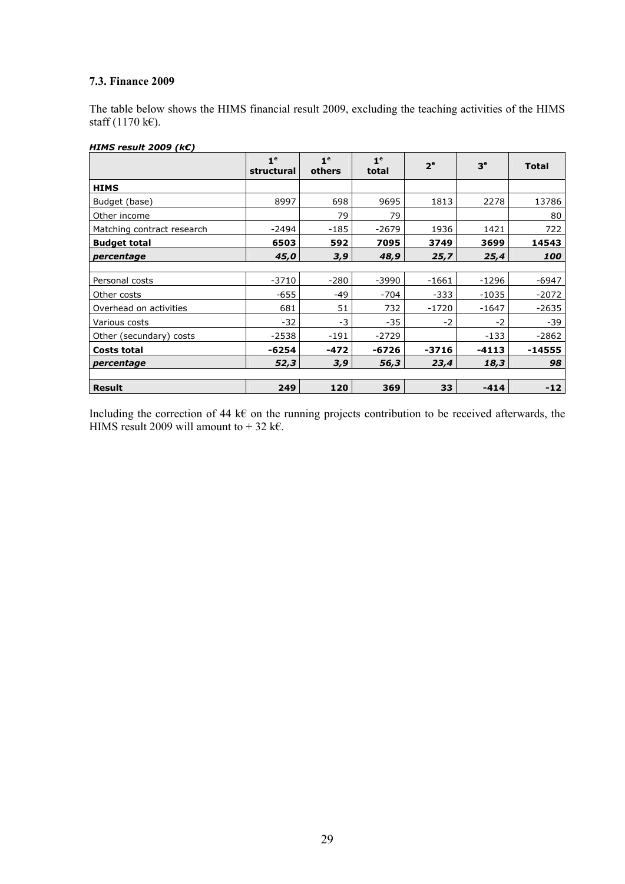### 7.3. Finance 2009

The table below shows the HIMS financial result 2009, excluding the teaching activities of the HIMS staff (1170 k€).

***HIMS result 2009 (k€)***

| | 1e structural | 1e others | 1e total | 2e | 3e | Total |
|---|---|---|---|---|---|---|
| **HIMS** | | | | | | |
| Budget (base) | 8997 | 698 | 9695 | 1813 | 2278 | 13786 |
| Other income | | 79 | 79 | | | 80 |
| Matching contract research | -2494 | -185 | -2679 | 1936 | 1421 | 722 |
| **Budget total** | **6503** | **592** | **7095** | **3749** | **3699** | **14543** |
| ***percentage*** | ***45,0*** | ***3,9*** | ***48,9*** | ***25,7*** | ***25,4*** | ***100*** |
| | | | | | | |
| Personal costs | -3710 | -280 | -3990 | -1661 | -1296 | -6947 |
| Other costs | -655 | -49 | -704 | -333 | -1035 | -2072 |
| Overhead on activities | 681 | 51 | 732 | -1720 | -1647 | -2635 |
| Various costs | -32 | -3 | -35 | -2 | -2 | -39 |
| Other (secundary) costs | -2538 | -191 | -2729 | | -133 | -2862 |
| **Costs total** | **-6254** | **-472** | **-6726** | **-3716** | **-4113** | **-14555** |
| ***percentage*** | ***52,3*** | ***3,9*** | ***56,3*** | ***23,4*** | ***18,3*** | ***98*** |
| | | | | | | |
| **Result** | **249** | **120** | **369** | **33** | **-414** | **-12** |

Including the correction of 44 k€ on the running projects contribution to be received afterwards, the HIMS result 2009 will amount to + 32 k€.